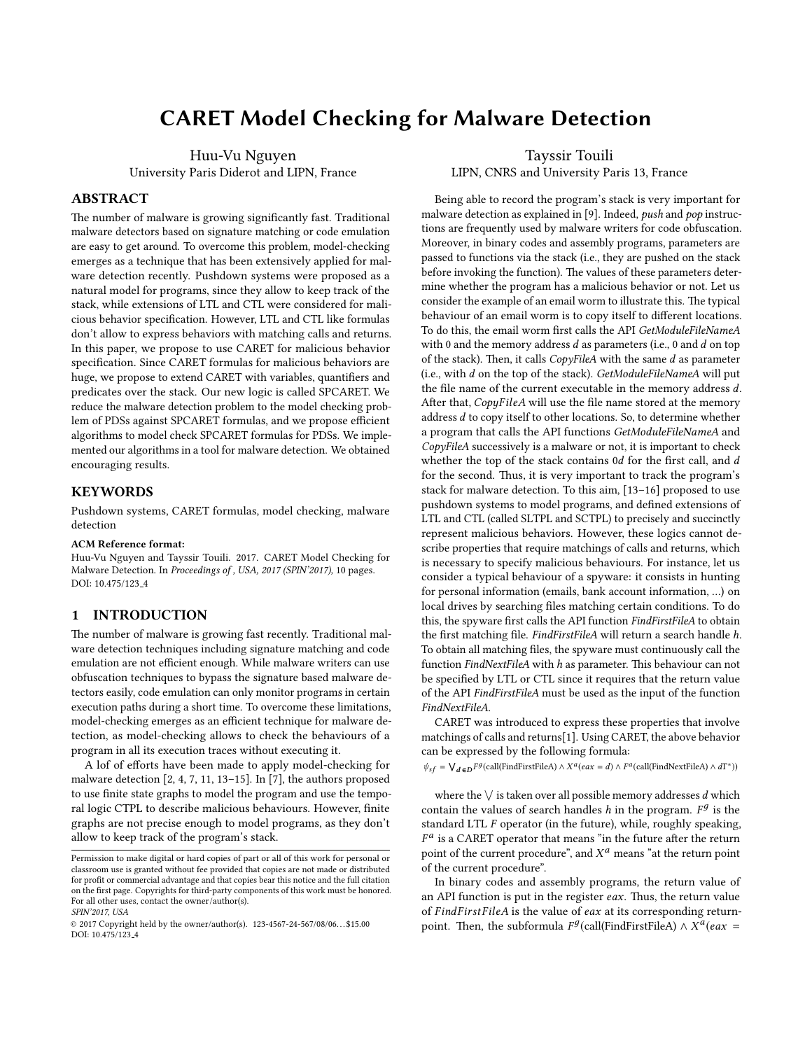# CARET Model Checking for Malware Detection

Huu-Vu Nguyen
University Paris Diderot and LIPN, France

Tayssir Touili
LIPN, CNRS and University Paris 13, France

## ABSTRACT

The number of malware is growing significantly fast. Traditional malware detectors based on signature matching or code emulation are easy to get around. To overcome this problem, model-checking emerges as a technique that has been extensively applied for malware detection recently. Pushdown systems were proposed as a natural model for programs, since they allow to keep track of the stack, while extensions of LTL and CTL were considered for malicious behavior specification. However, LTL and CTL like formulas don't allow to express behaviors with matching calls and returns. In this paper, we propose to use CARET for malicious behavior specification. Since CARET formulas for malicious behaviors are huge, we propose to extend CARET with variables, quantifiers and predicates over the stack. Our new logic is called SPCARET. We reduce the malware detection problem to the model checking problem of PDSs against SPCARET formulas, and we propose efficient algorithms to model check SPCARET formulas for PDSs. We implemented our algorithms in a tool for malware detection. We obtained encouraging results.

## KEYWORDS

Pushdown systems, CARET formulas, model checking, malware detection

**ACM Reference format:**
Huu-Vu Nguyen and Tayssir Touili. 2017. CARET Model Checking for Malware Detection. In *Proceedings of , USA, 2017 (SPIN'2017),* 10 pages.
DOI: 10.475/123_4

## 1 INTRODUCTION

The number of malware is growing fast recently. Traditional malware detection techniques including signature matching and code emulation are not efficient enough. While malware writers can use obfuscation techniques to bypass the signature based malware detectors easily, code emulation can only monitor programs in certain execution paths during a short time. To overcome these limitations, model-checking emerges as an efficient technique for malware detection, as model-checking allows to check the behaviours of a program in all its execution traces without executing it.

A lof of efforts have been made to apply model-checking for malware detection [2, 4, 7, 11, 13–15]. In [7], the authors proposed to use finite state graphs to model the program and use the temporal logic CTPL to describe malicious behaviours. However, finite graphs are not precise enough to model programs, as they don't allow to keep track of the program's stack.

Permission to make digital or hard copies of part or all of this work for personal or classroom use is granted without fee provided that copies are not made or distributed for profit or commercial advantage and that copies bear this notice and the full citation on the first page. Copyrights for third-party components of this work must be honored. For all other uses, contact the owner/author(s).
*SPIN'2017, USA*
© 2017 Copyright held by the owner/author(s). 123-4567-24-567/08/06...$15.00
DOI: 10.475/123_4

Being able to record the program's stack is very important for malware detection as explained in [9]. Indeed, *push* and *pop* instructions are frequently used by malware writers for code obfuscation. Moreover, in binary codes and assembly programs, parameters are passed to functions via the stack (i.e., they are pushed on the stack before invoking the function). The values of these parameters determine whether the program has a malicious behavior or not. Let us consider the example of an email worm to illustrate this. The typical behaviour of an email worm is to copy itself to different locations. To do this, the email worm first calls the API *GetModuleFileNameA* with 0 and the memory address $d$ as parameters (i.e., 0 and $d$ on top of the stack). Then, it calls *CopyFileA* with the same $d$ as parameter (i.e., with $d$ on the top of the stack). *GetModuleFileNameA* will put the file name of the current executable in the memory address $d$. After that, *CopyFileA* will use the file name stored at the memory address $d$ to copy itself to other locations. So, to determine whether a program that calls the API functions *GetModuleFileNameA* and *CopyFileA* successively is a malware or not, it is important to check whether the top of the stack contains $0d$ for the first call, and $d$ for the second. Thus, it is very important to track the program's stack for malware detection. To this aim, [13–16] proposed to use pushdown systems to model programs, and defined extensions of LTL and CTL (called SLTPL and SCTPL) to precisely and succinctly represent malicious behaviors. However, these logics cannot describe properties that require matchings of calls and returns, which is necessary to specify malicious behaviours. For instance, let us consider a typical behaviour of a spyware: it consists in hunting for personal information (emails, bank account information, ...) on local drives by searching files matching certain conditions. To do this, the spyware first calls the API function *FindFirstFileA* to obtain the first matching file. *FindFirstFileA* will return a search handle $h$. To obtain all matching files, the spyware must continuously call the function *FindNextFileA* with $h$ as parameter. This behaviour can not be specified by LTL or CTL since it requires that the return value of the API *FindFirstFileA* must be used as the input of the function *FindNextFileA*.

CARET was introduced to express these properties that involve matchings of calls and returns[1]. Using CARET, the above behavior can be expressed by the following formula:

$$\psi_{sf} = \bigvee_{d \in D} F^g(\text{call(FindFirstFileA)} \wedge X^a(eax = d) \wedge F^a(\text{call(FindNextFileA)} \wedge d\Gamma^*))$$

where the $\bigvee$ is taken over all possible memory addresses $d$ which contain the values of search handles $h$ in the program. $F^g$ is the standard LTL $F$ operator (in the future), while, roughly speaking, $F^a$ is a CARET operator that means "in the future after the return point of the current procedure", and $X^a$ means "at the return point of the current procedure".

In binary codes and assembly programs, the return value of an API function is put in the register $eax$. Thus, the return value of $FindFirstFileA$ is the value of $eax$ at its corresponding return-point. Then, the subformula $F^g(\text{call(FindFirstFileA)} \wedge X^a(eax =$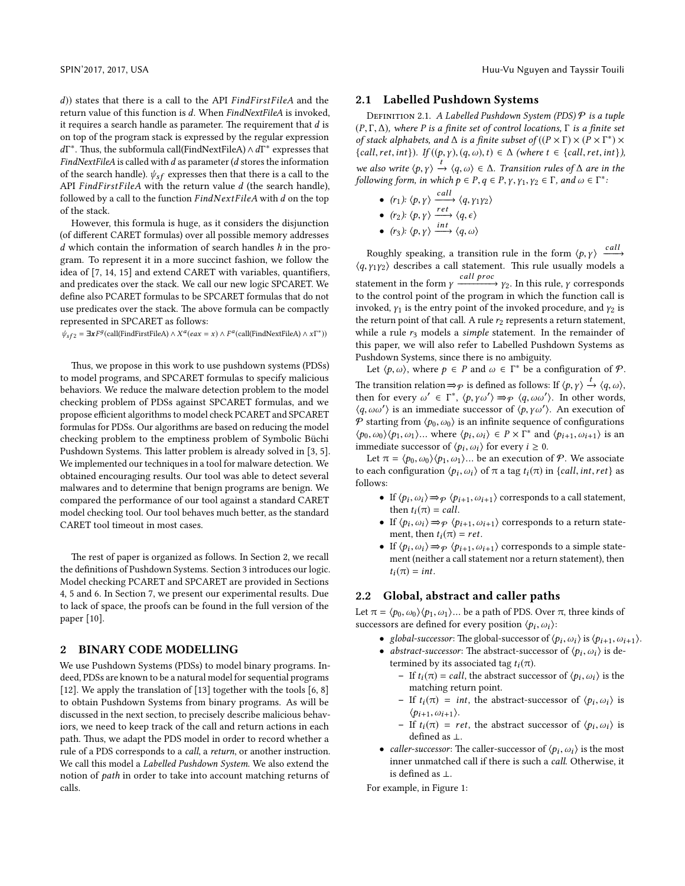$d$)) states that there is a call to the API *FindFirstFileA* and the return value of this function is $d$. When *FindNextFileA* is invoked, it requires a search handle as parameter. The requirement that $d$ is on top of the program stack is expressed by the regular expression $d\Gamma^*$. Thus, the subformula call(FindNextFileA) $\wedge\, d\Gamma^*$ expresses that *FindNextFileA* is called with $d$ as parameter ($d$ stores the information of the search handle). $\psi_{sf}$ expresses then that there is a call to the API *FindFirstFileA* with the return value $d$ (the search handle), followed by a call to the function *FindNextFileA* with $d$ on the top of the stack.

However, this formula is huge, as it considers the disjunction (of different CARET formulas) over all possible memory addresses $d$ which contain the information of search handles $h$ in the program. To represent it in a more succinct fashion, we follow the idea of [7, 14, 15] and extend CARET with variables, quantifiers, and predicates over the stack. We call our new logic SPCARET. We define also PCARET formulas to be SPCARET formulas that do not use predicates over the stack. The above formula can be compactly represented in SPCARET as follows:

$\psi_{sf2} = \exists \mathbf{x} F^g(\text{call(FindFirstFileA)} \wedge X^a(eax = x) \wedge F^a(\text{call(FindNextFileA)} \wedge x\Gamma^*))$

Thus, we propose in this work to use pushdown systems (PDSs) to model programs, and SPCARET formulas to specify malicious behaviors. We reduce the malware detection problem to the model checking problem of PDSs against SPCARET formulas, and we propose efficient algorithms to model check PCARET and SPCARET formulas for PDSs. Our algorithms are based on reducing the model checking problem to the emptiness problem of Symbolic Büchi Pushdown Systems. This latter problem is already solved in [3, 5]. We implemented our techniques in a tool for malware detection. We obtained encouraging results. Our tool was able to detect several malwares and to determine that benign programs are benign. We compared the performance of our tool against a standard CARET model checking tool. Our tool behaves much better, as the standard CARET tool timeout in most cases.

The rest of paper is organized as follows. In Section 2, we recall the definitions of Pushdown Systems. Section 3 introduces our logic. Model checking PCARET and SPCARET are provided in Sections 4, 5 and 6. In Section 7, we present our experimental results. Due to lack of space, the proofs can be found in the full version of the paper [10].

## 2 BINARY CODE MODELLING

We use Pushdown Systems (PDSs) to model binary programs. Indeed, PDSs are known to be a natural model for sequential programs [12]. We apply the translation of [13] together with the tools [6, 8] to obtain Pushdown Systems from binary programs. As will be discussed in the next section, to precisely describe malicious behaviors, we need to keep track of the call and return actions in each path. Thus, we adapt the PDS model in order to record whether a rule of a PDS corresponds to a *call*, a *return*, or another instruction. We call this model a *Labelled Pushdown System*. We also extend the notion of *path* in order to take into account matching returns of calls.

### 2.1 Labelled Pushdown Systems

Definition 2.1. *A Labelled Pushdown System (PDS) $\mathcal{P}$ is a tuple $(P, \Gamma, \Delta)$, where $P$ is a finite set of control locations, $\Gamma$ is a finite set of stack alphabets, and $\Delta$ is a finite subset of $((P \times \Gamma) \times (P \times \Gamma^*) \times \{call, ret, int\})$. If $((p, \gamma), (q, \omega), t) \in \Delta$ (where $t \in \{call, ret, int\}$), we also write $\langle p, \gamma \rangle \xrightarrow{t} \langle q, \omega \rangle \in \Delta$. Transition rules of $\Delta$ are in the following form, in which $p \in P, q \in P, \gamma, \gamma_1, \gamma_2 \in \Gamma$, and $\omega \in \Gamma^*$:*

- $(r_1)$: $\langle p, \gamma \rangle \xrightarrow{call} \langle q, \gamma_1\gamma_2 \rangle$
- $(r_2)$: $\langle p, \gamma \rangle \xrightarrow{ret} \langle q, \epsilon \rangle$
- $(r_3)$: $\langle p, \gamma \rangle \xrightarrow{int} \langle q, \omega \rangle$

Roughly speaking, a transition rule in the form $\langle p, \gamma \rangle \xrightarrow{call} \langle q, \gamma_1\gamma_2 \rangle$ describes a call statement. This rule usually models a statement in the form $\gamma \xrightarrow{call\ proc} \gamma_2$. In this rule, $\gamma$ corresponds to the control point of the program in which the function call is invoked, $\gamma_1$ is the entry point of the invoked procedure, and $\gamma_2$ is the return point of that call. A rule $r_2$ represents a return statement, while a rule $r_3$ models a *simple* statement. In the remainder of this paper, we will also refer to Labelled Pushdown Systems as Pushdown Systems, since there is no ambiguity.

Let $\langle p, \omega \rangle$, where $p \in P$ and $\omega \in \Gamma^*$ be a configuration of $\mathcal{P}$. The transition relation $\Rightarrow_{\mathcal{P}}$ is defined as follows: If $\langle p, \gamma \rangle \xrightarrow{t} \langle q, \omega \rangle$, then for every $\omega' \in \Gamma^*$, $\langle p, \gamma\omega' \rangle \Rightarrow_{\mathcal{P}} \langle q, \omega\omega' \rangle$. In other words, $\langle q, \omega\omega' \rangle$ is an immediate successor of $\langle p, \gamma\omega' \rangle$. An execution of $\mathcal{P}$ starting from $\langle p_0, \omega_0 \rangle$ is an infinite sequence of configurations $\langle p_0, \omega_0 \rangle \langle p_1, \omega_1 \rangle ...$ where $\langle p_i, \omega_i \rangle \in P \times \Gamma^*$ and $\langle p_{i+1}, \omega_{i+1} \rangle$ is an immediate successor of $\langle p_i, \omega_i \rangle$ for every $i \geq 0$.

Let $\pi = \langle p_0, \omega_0 \rangle \langle p_1, \omega_1 \rangle ...$ be an execution of $\mathcal{P}$. We associate to each configuration $\langle p_i, \omega_i \rangle$ of $\pi$ a tag $t_i(\pi)$ in $\{call, int, ret\}$ as follows:

- If $\langle p_i, \omega_i \rangle \Rightarrow_{\mathcal{P}} \langle p_{i+1}, \omega_{i+1} \rangle$ corresponds to a call statement, then $t_i(\pi) = call$.
- If $\langle p_i, \omega_i \rangle \Rightarrow_{\mathcal{P}} \langle p_{i+1}, \omega_{i+1} \rangle$ corresponds to a return statement, then $t_i(\pi) = ret$.
- If $\langle p_i, \omega_i \rangle \Rightarrow_{\mathcal{P}} \langle p_{i+1}, \omega_{i+1} \rangle$ corresponds to a simple statement (neither a call statement nor a return statement), then $t_i(\pi) = int$.

### 2.2 Global, abstract and caller paths

Let $\pi = \langle p_0, \omega_0 \rangle \langle p_1, \omega_1 \rangle ...$ be a path of PDS. Over $\pi$, three kinds of successors are defined for every position $\langle p_i, \omega_i \rangle$:

- *global-successor*: The global-successor of $\langle p_i, \omega_i \rangle$ is $\langle p_{i+1}, \omega_{i+1} \rangle$.
- *abstract-successor*: The abstract-successor of $\langle p_i, \omega_i \rangle$ is determined by its associated tag $t_i(\pi)$.
  - If $t_i(\pi) = call$, the abstract successor of $\langle p_i, \omega_i \rangle$ is the matching return point.
  - If $t_i(\pi) = int$, the abstract-successor of $\langle p_i, \omega_i \rangle$ is $\langle p_{i+1}, \omega_{i+1} \rangle$.
  - If $t_i(\pi) = ret$, the abstract successor of $\langle p_i, \omega_i \rangle$ is defined as $\perp$.
- *caller-successor*: The caller-successor of $\langle p_i, \omega_i \rangle$ is the most inner unmatched call if there is such a *call*. Otherwise, it is defined as $\perp$.

For example, in Figure 1: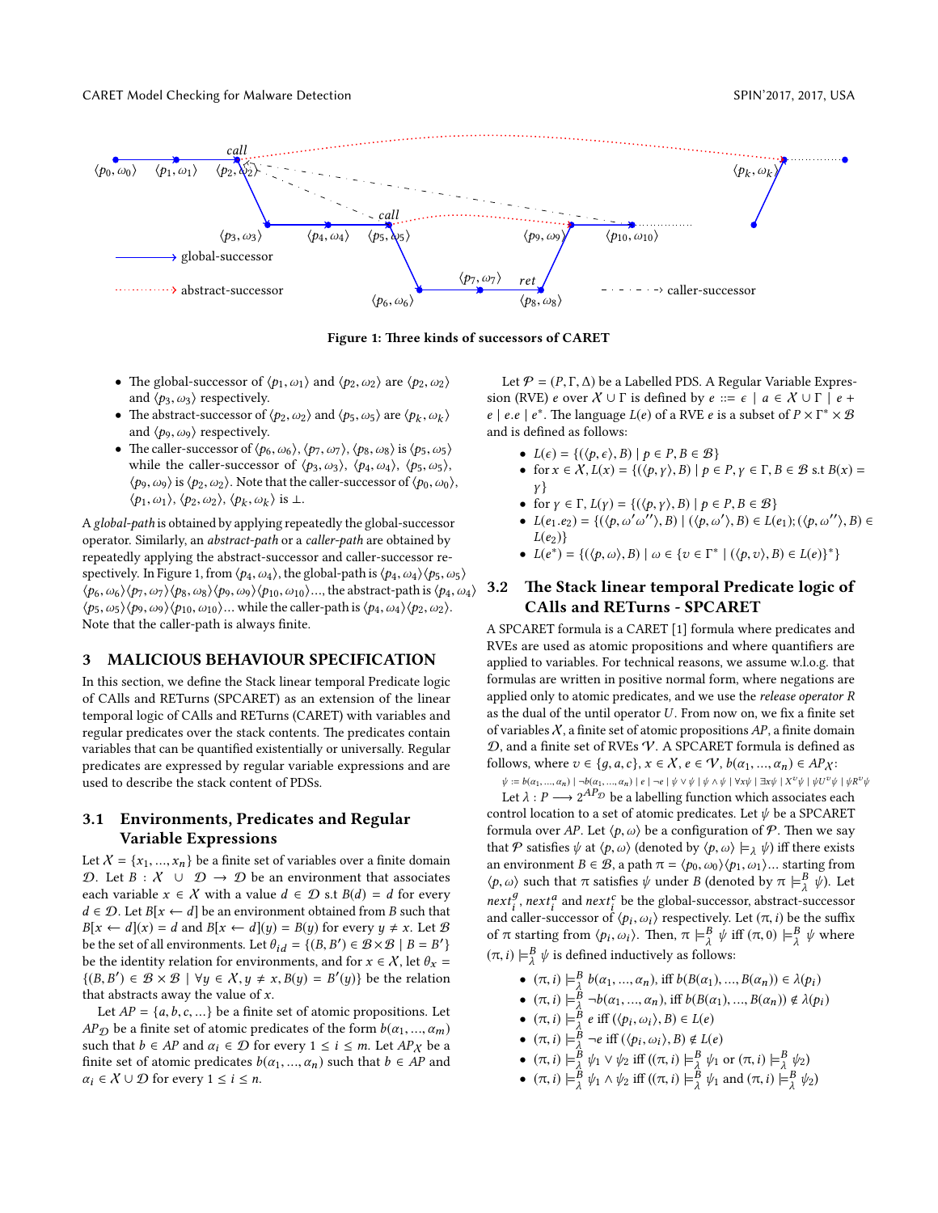Figure 1: Three kinds of successors of CARET

- The global-successor of $\langle p_1, \omega_1\rangle$ and $\langle p_2, \omega_2\rangle$ are $\langle p_2, \omega_2\rangle$ and $\langle p_3, \omega_3\rangle$ respectively.
- The abstract-successor of $\langle p_2, \omega_2\rangle$ and $\langle p_5, \omega_5\rangle$ are $\langle p_k, \omega_k\rangle$ and $\langle p_9, \omega_9\rangle$ respectively.
- The caller-successor of $\langle p_6, \omega_6\rangle$, $\langle p_7, \omega_7\rangle$, $\langle p_8, \omega_8\rangle$ is $\langle p_5, \omega_5\rangle$ while the caller-successor of $\langle p_3, \omega_3\rangle$, $\langle p_4, \omega_4\rangle$, $\langle p_5, \omega_5\rangle$, $\langle p_9, \omega_9\rangle$ is $\langle p_2, \omega_2\rangle$. Note that the caller-successor of $\langle p_0, \omega_0\rangle$, $\langle p_1, \omega_1\rangle$, $\langle p_2, \omega_2\rangle$, $\langle p_k, \omega_k\rangle$ is $\perp$.

A *global-path* is obtained by applying repeatedly the global-successor operator. Similarly, an *abstract-path* or a *caller-path* are obtained by repeatedly applying the abstract-successor and caller-successor respectively. In Figure 1, from $\langle p_4, \omega_4\rangle$, the global-path is $\langle p_4, \omega_4\rangle\langle p_5, \omega_5\rangle\langle p_6, \omega_6\rangle\langle p_7, \omega_7\rangle\langle p_8, \omega_8\rangle\langle p_9, \omega_9\rangle\langle p_{10}, \omega_{10}\rangle$..., the abstract-path is $\langle p_4, \omega_4\rangle\langle p_5, \omega_5\rangle\langle p_9, \omega_9\rangle\langle p_{10}, \omega_{10}\rangle$... while the caller-path is $\langle p_4, \omega_4\rangle\langle p_2, \omega_2\rangle$. Note that the caller-path is always finite.

## 3 MALICIOUS BEHAVIOUR SPECIFICATION

In this section, we define the Stack linear temporal Predicate logic of CAlls and RETurns (SPCARET) as an extension of the linear temporal logic of CAlls and RETurns (CARET) with variables and regular predicates over the stack contents. The predicates contain variables that can be quantified existentially or universally. Regular predicates are expressed by regular variable expressions and are used to describe the stack content of PDSs.

### 3.1 Environments, Predicates and Regular Variable Expressions

Let $X = \{x_1, ..., x_n\}$ be a finite set of variables over a finite domain $\mathcal{D}$. Let $B : X \cup \mathcal{D} \longrightarrow \mathcal{D}$ be an environment that associates each variable $x \in X$ with a value $d \in \mathcal{D}$ s.t $B(d) = d$ for every $d \in \mathcal{D}$. Let $B[x \leftarrow d]$ be an environment obtained from $B$ such that $B[x \leftarrow d](x) = d$ and $B[x \leftarrow d](y) = B(y)$ for every $y \neq x$. Let $\mathcal{B}$ be the set of all environments. Let $\theta_{id} = \{(B, B') \in \mathcal{B} \times \mathcal{B} \mid B = B'\}$ be the identity relation for environments, and for $x \in X$, let $\theta_x = \{(B, B') \in \mathcal{B} \times \mathcal{B} \mid \forall y \in X, y \neq x, B(y) = B'(y)\}$ be the relation that abstracts away the value of $x$.

Let $AP = \{a, b, c, ...\}$ be a finite set of atomic propositions. Let $AP_{\mathcal{D}}$ be a finite set of atomic predicates of the form $b(\alpha_1, ..., \alpha_m)$ such that $b \in AP$ and $\alpha_i \in \mathcal{D}$ for every $1 \le i \le m$. Let $AP_X$ be a finite set of atomic predicates $b(\alpha_1, ..., \alpha_n)$ such that $b \in AP$ and $\alpha_i \in X \cup \mathcal{D}$ for every $1 \le i \le n$.

Let $\mathcal{P} = (P, \Gamma, \Delta)$ be a Labelled PDS. A Regular Variable Expression (RVE) $e$ over $X \cup \Gamma$ is defined by $e ::= \epsilon \mid a \in X \cup \Gamma \mid e + e \mid e.e \mid e^*$. The language $L(e)$ of a RVE $e$ is a subset of $P \times \Gamma^* \times \mathcal{B}$ and is defined as follows:

- $L(\epsilon) = \{(\langle p, \epsilon\rangle, B) \mid p \in P, B \in \mathcal{B}\}$
- for $x \in X$, $L(x) = \{(\langle p, \gamma\rangle, B) \mid p \in P, \gamma \in \Gamma, B \in \mathcal{B}$ s.t $B(x) = \gamma\}$
- for $\gamma \in \Gamma$, $L(\gamma) = \{(\langle p, \gamma\rangle, B) \mid p \in P, B \in \mathcal{B}\}$
- $L(e_1.e_2) = \{(\langle p, \omega'\omega''\rangle, B) \mid (\langle p, \omega'\rangle, B) \in L(e_1); (\langle p, \omega''\rangle, B) \in L(e_2)\}$
- $L(e^*) = \{(\langle p, \omega\rangle, B) \mid \omega \in \{v \in \Gamma^* \mid (\langle p, v\rangle, B) \in L(e)\}^*\}$

### 3.2 The Stack linear temporal Predicate logic of CAlls and RETurns - SPCARET

A SPCARET formula is a CARET [1] formula where predicates and RVEs are used as atomic propositions and where quantifiers are applied to variables. For technical reasons, we assume w.l.o.g. that formulas are written in positive normal form, where negations are applied only to atomic predicates, and we use the *release operator R* as the dual of the until operator $U$. From now on, we fix a finite set of variables $X$, a finite set of atomic propositions $AP$, a finite domain $\mathcal{D}$, and a finite set of RVEs $\mathcal{V}$. A SPCARET formula is defined as follows, where $v \in \{g, a, c\}$, $x \in X$, $e \in \mathcal{V}$, $b(\alpha_1, ..., \alpha_n) \in AP_X$:

$$\psi ::= b(\alpha_1, ..., \alpha_n) \mid \neg b(\alpha_1, ..., \alpha_n) \mid e \mid \neg e \mid \psi \vee \psi \mid \psi \wedge \psi \mid \forall x \psi \mid \exists x \psi \mid X^v \psi \mid \psi U^v \psi \mid \psi R^v \psi$$

Let $\lambda : P \longrightarrow 2^{AP_{\mathcal{D}}}$ be a labelling function which associates each control location to a set of atomic predicates. Let $\psi$ be a SPCARET formula over $AP$. Let $\langle p, \omega\rangle$ be a configuration of $\mathcal{P}$. Then we say that $\mathcal{P}$ satisfies $\psi$ at $\langle p, \omega\rangle$ (denoted by $\langle p, \omega\rangle \models_\lambda \psi$) iff there exists an environment $B \in \mathcal{B}$, a path $\pi = \langle p_0, \omega_0\rangle\langle p_1, \omega_1\rangle$... starting from $\langle p, \omega\rangle$ such that $\pi$ satisfies $\psi$ under $B$ (denoted by $\pi \models^B_\lambda \psi$). Let $next^g_i$, $next^a_i$ and $next^c_i$ be the global-successor, abstract-successor and caller-successor of $\langle p_i, \omega_i\rangle$ respectively. Let $(\pi, i)$ be the suffix of $\pi$ starting from $\langle p_i, \omega_i\rangle$. Then, $\pi \models^B_\lambda \psi$ iff $(\pi, 0) \models^B_\lambda \psi$ where $(\pi, i) \models^B_\lambda \psi$ is defined inductively as follows:

- $(\pi, i) \models^B_\lambda b(\alpha_1, ..., \alpha_n)$, iff $b(B(\alpha_1), ..., B(\alpha_n)) \in \lambda(p_i)$
- $(\pi, i) \models^B_\lambda \neg b(\alpha_1, ..., \alpha_n)$, iff $b(B(\alpha_1), ..., B(\alpha_n)) \notin \lambda(p_i)$
- $(\pi, i) \models^B_\lambda e$ iff $(\langle p_i, \omega_i\rangle, B) \in L(e)$
- $(\pi, i) \models^B_\lambda \neg e$ iff $(\langle p_i, \omega_i\rangle, B) \notin L(e)$
- $(\pi, i) \models^B_\lambda \psi_1 \vee \psi_2$ iff $((\pi, i) \models^B_\lambda \psi_1$ or $(\pi, i) \models^B_\lambda \psi_2)$
- $(\pi, i) \models^B_\lambda \psi_1 \wedge \psi_2$ iff $((\pi, i) \models^B_\lambda \psi_1$ and $(\pi, i) \models^B_\lambda \psi_2)$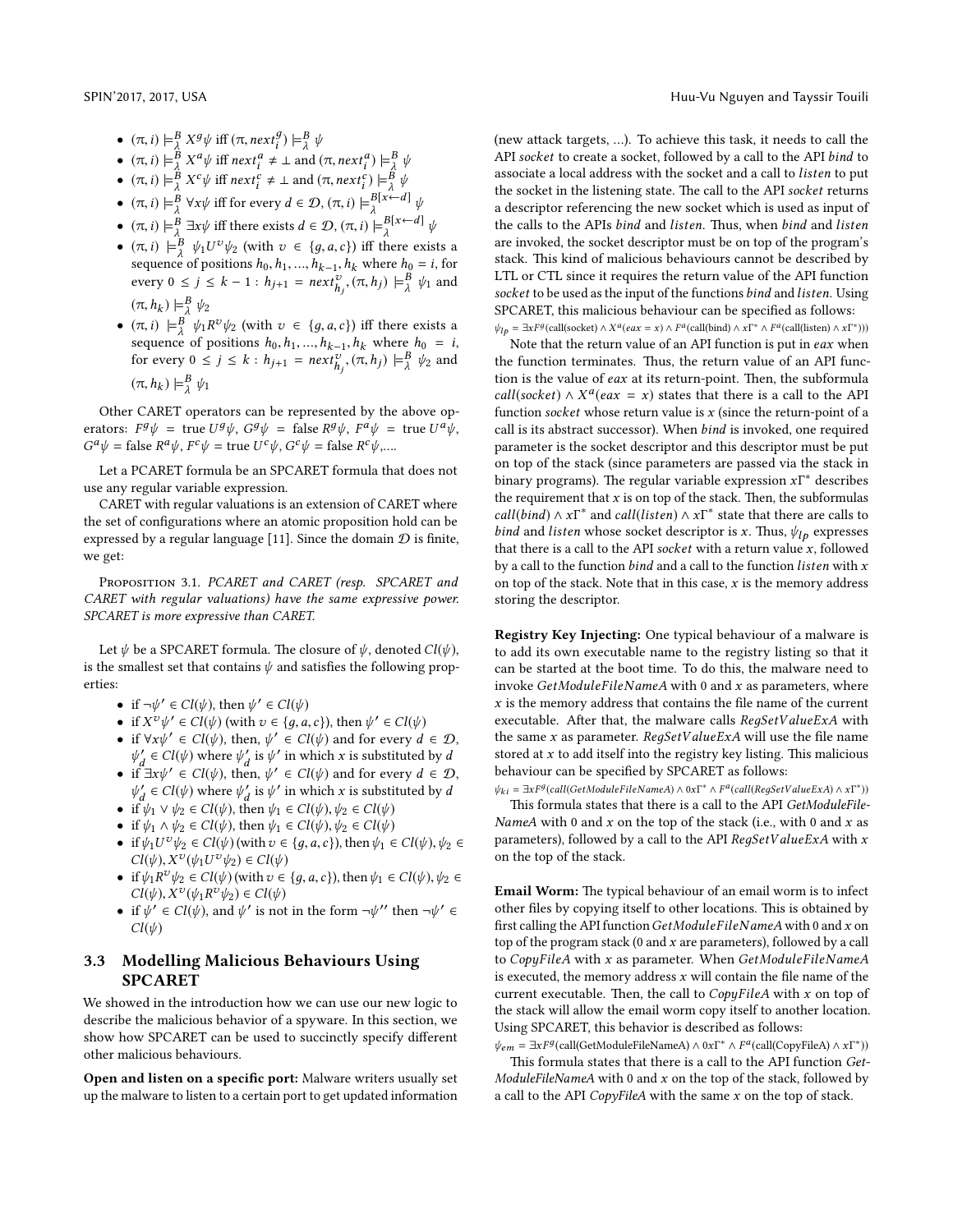- $(\pi, i) \models^B_\lambda X^g\psi$ iff $(\pi, next^g_i) \models^B_\lambda \psi$
- $(\pi, i) \models^B_\lambda X^a\psi$ iff $next^a_i \neq \bot$ and $(\pi, next^a_i) \models^B_\lambda \psi$
- $(\pi, i) \models^B_\lambda X^c\psi$ iff $next^c_i \neq \bot$ and $(\pi, next^c_i) \models^B_\lambda \psi$
- $(\pi, i) \models^B_\lambda \forall x\psi$ iff for every $d \in \mathcal{D}$, $(\pi, i) \models^{B[x \leftarrow d]}_\lambda \psi$
- $(\pi, i) \models^B_\lambda \exists x\psi$ iff there exists $d \in \mathcal{D}$, $(\pi, i) \models^{B[x \leftarrow d]}_\lambda \psi$
- $(\pi, i) \models^B_\lambda \psi_1 U^v \psi_2$ (with $v \in \{g, a, c\}$) iff there exists a sequence of positions $h_0, h_1, ..., h_{k-1}, h_k$ where $h_0 = i$, for every $0 \leq j \leq k-1$ : $h_{j+1} = next^v_{h_j}, (\pi, h_j) \models^B_\lambda \psi_1$ and $(\pi, h_k) \models^B_\lambda \psi_2$
- $(\pi, i) \models^B_\lambda \psi_1 R^v \psi_2$ (with $v \in \{g, a, c\}$) iff there exists a sequence of positions $h_0, h_1, ..., h_{k-1}, h_k$ where $h_0 = i$, for every $0 \leq j \leq k$ : $h_{j+1} = next^v_{h_j}, (\pi, h_j) \models^B_\lambda \psi_2$ and $(\pi, h_k) \models^B_\lambda \psi_1$

Other CARET operators can be represented by the above operators: $F^g\psi = \text{true } U^g\psi$, $G^g\psi = \text{false } R^g\psi$, $F^a\psi = \text{true } U^a\psi$, $G^a\psi = \text{false } R^a\psi$, $F^c\psi = \text{true } U^c\psi$, $G^c\psi = \text{false } R^c\psi$,....

Let a PCARET formula be an SPCARET formula that does not use any regular variable expression.

CARET with regular valuations is an extension of CARET where the set of configurations where an atomic proposition hold can be expressed by a regular language [11]. Since the domain $\mathcal{D}$ is finite, we get:

Proposition 3.1. *PCARET and CARET (resp. SPCARET and CARET with regular valuations) have the same expressive power. SPCARET is more expressive than CARET.*

Let $\psi$ be a SPCARET formula. The closure of $\psi$, denoted $Cl(\psi)$, is the smallest set that contains $\psi$ and satisfies the following properties:

- if $\neg\psi' \in Cl(\psi)$, then $\psi' \in Cl(\psi)$
- if $X^v\psi' \in Cl(\psi)$ (with $v \in \{g, a, c\}$), then $\psi' \in Cl(\psi)$
- if $\forall x\psi' \in Cl(\psi)$, then, $\psi' \in Cl(\psi)$ and for every $d \in \mathcal{D}$, $\psi'_d \in Cl(\psi)$ where $\psi'_d$ is $\psi'$ in which $x$ is substituted by $d$
- if $\exists x\psi' \in Cl(\psi)$, then, $\psi' \in Cl(\psi)$ and for every $d \in \mathcal{D}$, $\psi'_d \in Cl(\psi)$ where $\psi'_d$ is $\psi'$ in which $x$ is substituted by $d$
- if $\psi_1 \vee \psi_2 \in Cl(\psi)$, then $\psi_1 \in Cl(\psi), \psi_2 \in Cl(\psi)$
- if $\psi_1 \wedge \psi_2 \in Cl(\psi)$, then $\psi_1 \in Cl(\psi), \psi_2 \in Cl(\psi)$
- if $\psi_1 U^v \psi_2 \in Cl(\psi)$ (with $v \in \{g, a, c\}$), then $\psi_1 \in Cl(\psi), \psi_2 \in Cl(\psi), X^v(\psi_1 U^v \psi_2) \in Cl(\psi)$
- if $\psi_1 R^v \psi_2 \in Cl(\psi)$ (with $v \in \{g, a, c\}$), then $\psi_1 \in Cl(\psi), \psi_2 \in Cl(\psi), X^v(\psi_1 R^v \psi_2) \in Cl(\psi)$
- if $\psi' \in Cl(\psi)$, and $\psi'$ is not in the form $\neg\psi''$ then $\neg\psi' \in Cl(\psi)$

### 3.3 Modelling Malicious Behaviours Using SPCARET

We showed in the introduction how we can use our new logic to describe the malicious behavior of a spyware. In this section, we show how SPCARET can be used to succinctly specify different other malicious behaviours.

**Open and listen on a specific port:** Malware writers usually set up the malware to listen to a certain port to get updated information (new attack targets, ...). To achieve this task, it needs to call the API *socket* to create a socket, followed by a call to the API *bind* to associate a local address with the socket and a call to *listen* to put the socket in the listening state. The call to the API *socket* returns a descriptor referencing the new socket which is used as input of the calls to the APIs *bind* and *listen*. Thus, when *bind* and *listen* are invoked, the socket descriptor must be on top of the program's stack. This kind of malicious behaviours cannot be described by LTL or CTL since it requires the return value of the API function *socket* to be used as the input of the functions *bind* and *listen*. Using SPCARET, this malicious behaviour can be specified as follows:

$\psi_{lp} = \exists x F^g(\text{call(socket)} \wedge X^a(eax = x) \wedge F^a(\text{call(bind)} \wedge x\Gamma^* \wedge F^a(\text{call(listen)} \wedge x\Gamma^*)))$

Note that the return value of an API function is put in *eax* when the function terminates. Thus, the return value of an API function is the value of *eax* at its return-point. Then, the subformula $call(socket) \wedge X^a(eax = x)$ states that there is a call to the API function *socket* whose return value is $x$ (since the return-point of a call is its abstract successor). When *bind* is invoked, one required parameter is the socket descriptor and this descriptor must be put on top of the stack (since parameters are passed via the stack in binary programs). The regular variable expression $x\Gamma^*$ describes the requirement that $x$ is on top of the stack. Then, the subformulas $call(bind) \wedge x\Gamma^*$ and $call(listen) \wedge x\Gamma^*$ state that there are calls to *bind* and *listen* whose socket descriptor is $x$. Thus, $\psi_{lp}$ expresses that there is a call to the API *socket* with a return value $x$, followed by a call to the function *bind* and a call to the function *listen* with $x$ on top of the stack. Note that in this case, $x$ is the memory address storing the descriptor.

**Registry Key Injecting:** One typical behaviour of a malware is to add its own executable name to the registry listing so that it can be started at the boot time. To do this, the malware need to invoke *GetModuleFileNameA* with 0 and $x$ as parameters, where $x$ is the memory address that contains the file name of the current executable. After that, the malware calls *RegSetValueExA* with the same $x$ as parameter. *RegSetValueExA* will use the file name stored at $x$ to add itself into the registry key listing. This malicious behaviour can be specified by SPCARET as follows:

$\psi_{ki} = \exists x F^g(call(GetModuleFileNameA) \wedge 0x\Gamma^* \wedge F^a(call(RegSetValueExA) \wedge x\Gamma^*))$

This formula states that there is a call to the API *GetModuleFileNameA* with 0 and $x$ on the top of the stack (i.e., with 0 and $x$ as parameters), followed by a call to the API *RegSetValueExA* with $x$ on the top of the stack.

**Email Worm:** The typical behaviour of an email worm is to infect other files by copying itself to other locations. This is obtained by first calling the API function *GetModuleFileNameA* with 0 and $x$ on top of the program stack (0 and $x$ are parameters), followed by a call to *CopyFileA* with $x$ as parameter. When *GetModuleFileNameA* is executed, the memory address $x$ will contain the file name of the current executable. Then, the call to *CopyFileA* with $x$ on top of the stack will allow the email worm copy itself to another location. Using SPCARET, this behavior is described as follows:

$\psi_{em} = \exists x F^g(\text{call(GetModuleFileNameA)} \wedge 0x\Gamma^* \wedge F^a(\text{call(CopyFileA)} \wedge x\Gamma^*))$

This formula states that there is a call to the API function *GetModuleFileNameA* with 0 and $x$ on the top of the stack, followed by a call to the API *CopyFileA* with the same $x$ on the top of stack.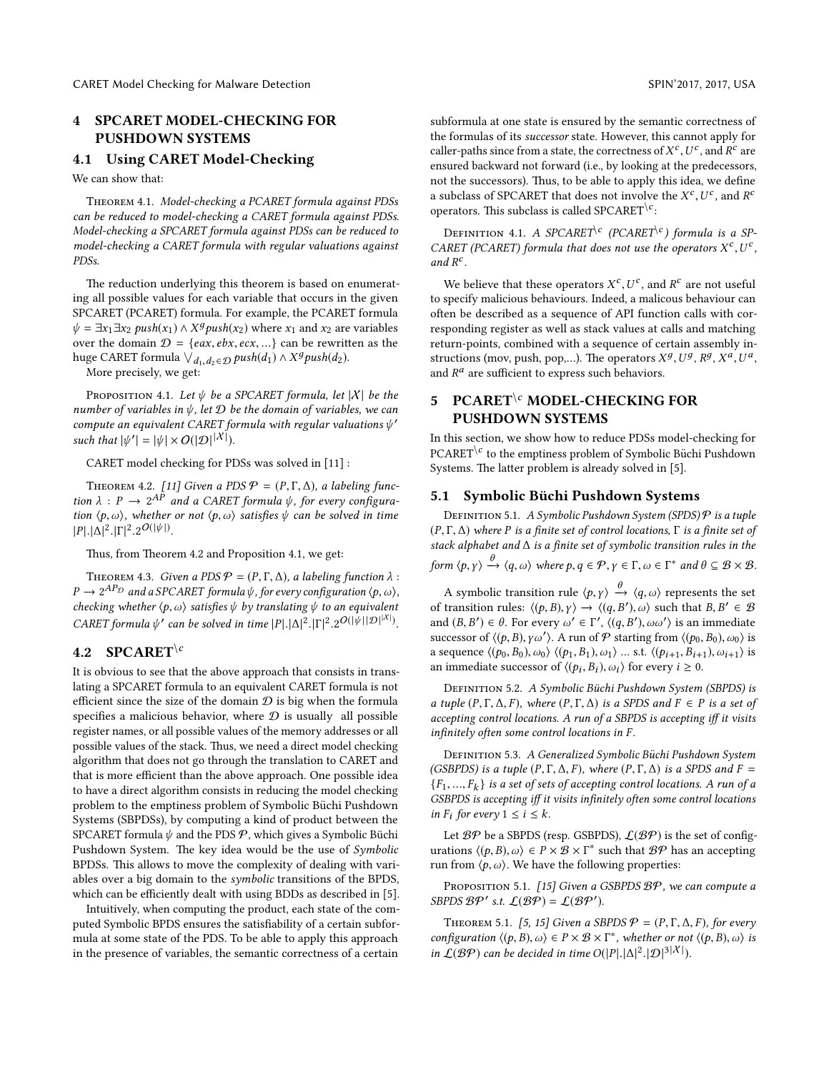## 4 SPCARET MODEL-CHECKING FOR PUSHDOWN SYSTEMS

### 4.1 Using CARET Model-Checking

We can show that:

Theorem 4.1. *Model-checking a PCARET formula against PDSs can be reduced to model-checking a CARET formula against PDSs. Model-checking a SPCARET formula against PDSs can be reduced to model-checking a CARET formula with regular valuations against PDSs.*

The reduction underlying this theorem is based on enumerating all possible values for each variable that occurs in the given SPCARET (PCARET) formula. For example, the PCARET formula $\psi = \exists x_1 \exists x_2\ push(x_1) \wedge X^g push(x_2)$ where $x_1$ and $x_2$ are variables over the domain $\mathcal{D} = \{eax, ebx, ecx, ...\}$ can be rewritten as the huge CARET formula $\bigvee_{d_1, d_2 \in \mathcal{D}} push(d_1) \wedge X^g push(d_2)$.

More precisely, we get:

Proposition 4.1. *Let $\psi$ be a SPCARET formula, let $|\mathcal{X}|$ be the number of variables in $\psi$, let $\mathcal{D}$ be the domain of variables, we can compute an equivalent CARET formula with regular valuations $\psi'$ such that $|\psi'| = |\psi| \times O(|\mathcal{D}|^{|\mathcal{X}|})$.*

CARET model checking for PDSs was solved in [11] :

Theorem 4.2. *[11] Given a PDS $\mathcal{P} = (P, \Gamma, \Delta)$, a labeling function $\lambda : P \rightarrow 2^{AP}$ and a CARET formula $\psi$, for every configuration $\langle p, \omega \rangle$, whether or not $\langle p, \omega \rangle$ satisfies $\psi$ can be solved in time $|P|.|\Delta|^2.|\Gamma|^2.2^{O(|\psi|)}$.*

Thus, from Theorem 4.2 and Proposition 4.1, we get:

Theorem 4.3. *Given a PDS $\mathcal{P} = (P, \Gamma, \Delta)$, a labeling function $\lambda : P \rightarrow 2^{AP_{\mathcal{D}}}$ and a SPCARET formula $\psi$, for every configuration $\langle p, \omega \rangle$, checking whether $\langle p, \omega \rangle$ satisfies $\psi$ by translating $\psi$ to an equivalent CARET formula $\psi'$ can be solved in time $|P|.|\Delta|^2.|\Gamma|^2.2^{O(|\psi||\mathcal{D}|^{|\mathcal{X}|})}$.*

### 4.2 SPCARET$^{\setminus c}$

It is obvious to see that the above approach that consists in translating a SPCARET formula to an equivalent CARET formula is not efficient since the size of the domain $\mathcal{D}$ is big when the formula specifies a malicious behavior, where $\mathcal{D}$ is usually all possible register names, or all possible values of the memory addresses or all possible values of the stack. Thus, we need a direct model checking algorithm that does not go through the translation to CARET and that is more efficient than the above approach. One possible idea to have a direct algorithm consists in reducing the model checking problem to the emptiness problem of Symbolic Büchi Pushdown Systems (SBPDSs), by computing a kind of product between the SPCARET formula $\psi$ and the PDS $\mathcal{P}$, which gives a Symbolic Büchi Pushdown System. The key idea would be the use of *Symbolic* BPDSs. This allows to move the complexity of dealing with variables over a big domain to the *symbolic* transitions of the BPDS, which can be efficiently dealt with using BDDs as described in [5].

Intuitively, when computing the product, each state of the computed Symbolic BPDS ensures the satisfiability of a certain subformula at some state of the PDS. To be able to apply this approach in the presence of variables, the semantic correctness of a certain subformula at one state is ensured by the semantic correctness of the formulas of its *successor* state. However, this cannot apply for caller-paths since from a state, the correctness of $X^c$, $U^c$, and $R^c$ are ensured backward not forward (i.e., by looking at the predecessors, not the successors). Thus, to be able to apply this idea, we define a subclass of SPCARET that does not involve the $X^c, U^c$, and $R^c$ operators. This subclass is called SPCARET$^{\setminus c}$:

Definition 4.1. *A SPCARET$^{\setminus c}$ (PCARET$^{\setminus c}$) formula is a SPCARET (PCARET) formula that does not use the operators $X^c, U^c$, and $R^c$.*

We believe that these operators $X^c, U^c$, and $R^c$ are not useful to specify malicious behaviours. Indeed, a malicous behaviour can often be described as a sequence of API function calls with corresponding register as well as stack values at calls and matching return-points, combined with a sequence of certain assembly instructions (mov, push, pop,...). The operators $X^g$, $U^g$, $R^g$, $X^a$, $U^a$, and $R^a$ are sufficient to express such behaviors.

## 5 PCARET$^{\setminus c}$ MODEL-CHECKING FOR PUSHDOWN SYSTEMS

In this section, we show how to reduce PDSs model-checking for PCARET$^{\setminus c}$ to the emptiness problem of Symbolic Büchi Pushdown Systems. The latter problem is already solved in [5].

### 5.1 Symbolic Büchi Pushdown Systems

Definition 5.1. *A Symbolic Pushdown System (SPDS) $\mathcal{P}$ is a tuple $(P, \Gamma, \Delta)$ where $P$ is a finite set of control locations, $\Gamma$ is a finite set of stack alphabet and $\Delta$ is a finite set of symbolic transition rules in the form $\langle p, \gamma \rangle \xrightarrow{\theta} \langle q, \omega \rangle$ where $p, q \in \mathcal{P}, \gamma \in \Gamma, \omega \in \Gamma^*$ and $\theta \subseteq \mathcal{B} \times \mathcal{B}$.*

A symbolic transition rule $\langle p, \gamma \rangle \xrightarrow{\theta} \langle q, \omega \rangle$ represents the set of transition rules: $\langle (p, B), \gamma \rangle \rightarrow \langle (q, B'), \omega \rangle$ such that $B, B' \in \mathcal{B}$ and $(B, B') \in \theta$. For every $\omega' \in \Gamma'$, $\langle (q, B'), \omega\omega' \rangle$ is an immediate successor of $\langle (p, B), \gamma\omega' \rangle$. A run of $\mathcal{P}$ starting from $\langle (p_0, B_0), \omega_0 \rangle$ is a sequence $\langle (p_0, B_0), \omega_0 \rangle\ \langle (p_1, B_1), \omega_1 \rangle$ ... s.t. $\langle (p_{i+1}, B_{i+1}), \omega_{i+1} \rangle$ is an immediate successor of $\langle (p_i, B_i), \omega_i \rangle$ for every $i \geq 0$.

Definition 5.2. *A Symbolic Büchi Pushdown System (SBPDS) is a tuple $(P, \Gamma, \Delta, F)$, where $(P, \Gamma, \Delta)$ is a SPDS and $F \in P$ is a set of accepting control locations. A run of a SBPDS is accepting iff it visits infinitely often some control locations in $F$.*

Definition 5.3. *A Generalized Symbolic Büchi Pushdown System (GSBPDS) is a tuple $(P, \Gamma, \Delta, F)$, where $(P, \Gamma, \Delta)$ is a SPDS and $F = \{F_1, ..., F_k\}$ is a set of sets of accepting control locations. A run of a GSBPDS is accepting iff it visits infinitely often some control locations in $F_i$ for every $1 \leq i \leq k$.*

Let $\mathcal{BP}$ be a SBPDS (resp. GSBPDS), $\mathcal{L}(\mathcal{BP})$ is the set of configurations $\langle (p, B), \omega \rangle \in P \times \mathcal{B} \times \Gamma^*$ such that $\mathcal{BP}$ has an accepting run from $\langle p, \omega \rangle$. We have the following properties:

Proposition 5.1. *[15] Given a GSBPDS $\mathcal{BP}$, we can compute a SBPDS $\mathcal{BP}'$ s.t. $\mathcal{L}(\mathcal{BP}) = \mathcal{L}(\mathcal{BP}')$.*

Theorem 5.1. *[5, 15] Given a SBPDS $\mathcal{P} = (P, \Gamma, \Delta, F)$, for every configuration $\langle (p, B), \omega \rangle \in P \times \mathcal{B} \times \Gamma^*$, whether or not $\langle (p, B), \omega \rangle$ is in $\mathcal{L}(\mathcal{BP})$ can be decided in time $O(|P|.|\Delta|^2.|\mathcal{D}|^{3|\mathcal{X}|})$.*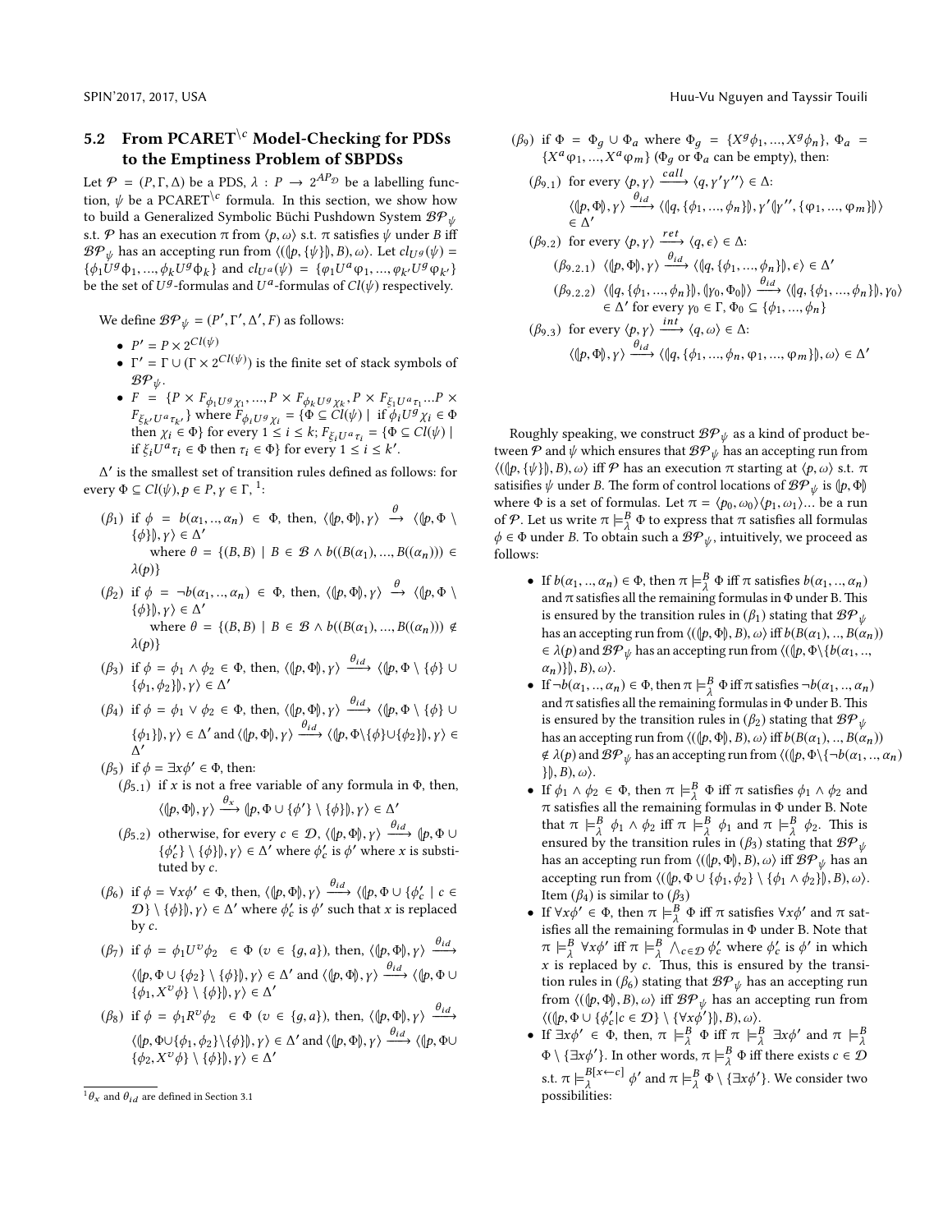## 5.2 From PCARET$^{\setminus c}$ Model-Checking for PDSs to the Emptiness Problem of SBPDSs

Let $\mathcal{P} = (P, \Gamma, \Delta)$ be a PDS, $\lambda : P \to 2^{AP_{\mathcal{D}}}$ be a labelling function, $\psi$ be a PCARET$^{\setminus c}$ formula. In this section, we show how to build a Generalized Symbolic Büchi Pushdown System $\mathcal{BP}_\psi$ s.t. $\mathcal{P}$ has an execution $\pi$ from $\langle p, \omega \rangle$ s.t. $\pi$ satisfies $\psi$ under $B$ iff $\mathcal{BP}_\psi$ has an accepting run from $\langle (\llparenthesis p, \{\psi\} \rrparenthesis, B), \omega \rangle$. Let $cl_{U^g}(\psi) = \{\phi_1 U^g \phi_1, ..., \phi_k U^g \phi_k\}$ and $cl_{U^a}(\psi) = \{\varphi_1 U^a \varphi_1, ..., \varphi_{k'} U^g \varphi_{k'}\}$ be the set of $U^g$-formulas and $U^a$-formulas of $Cl(\psi)$ respectively.

We define $\mathcal{BP}_\psi = (P', \Gamma', \Delta', F)$ as follows:

- $P' = P \times 2^{Cl(\psi)}$
- $\Gamma' = \Gamma \cup (\Gamma \times 2^{Cl(\psi)})$ is the finite set of stack symbols of $\mathcal{BP}_\psi$.
- $F = \{P \times F_{\phi_1 U^g \chi_1}, ..., P \times F_{\phi_k U^g \chi_k}, P \times F_{\xi_1 U^a \tau_1} ... P \times F_{\xi_{k'} U^a \tau_{k'}}\}$ where $F_{\phi_i U^g \chi_i} = \{\Phi \subseteq Cl(\psi) \mid$ if $\phi_i U^g \chi_i \in \Phi$ then $\chi_i \in \Phi\}$ for every $1 \leq i \leq k$; $F_{\xi_i U^a \tau_i} = \{\Phi \subseteq Cl(\psi) \mid$ if $\xi_i U^a \tau_i \in \Phi$ then $\tau_i \in \Phi\}$ for every $1 \leq i \leq k'$.

$\Delta'$ is the smallest set of transition rules defined as follows: for every $\Phi \subseteq Cl(\psi), p \in P, \gamma \in \Gamma$, [1]:

($\beta_1$) if $\phi = b(\alpha_1, .., \alpha_n) \in \Phi$, then, $\langle \llparenthesis p, \Phi \rrparenthesis, \gamma \rangle \xrightarrow{\theta} \langle \llparenthesis p, \Phi \setminus \{\phi\} \rrparenthesis, \gamma \rangle \in \Delta'$
where $\theta = \{(B, B) \mid B \in \mathcal{B} \land b((B(\alpha_1), ..., B((\alpha_n))) \in \lambda(p)\}$

($\beta_2$) if $\phi = \neg b(\alpha_1, .., \alpha_n) \in \Phi$, then, $\langle \llparenthesis p, \Phi \rrparenthesis, \gamma \rangle \xrightarrow{\theta} \langle \llparenthesis p, \Phi \setminus \{\phi\} \rrparenthesis, \gamma \rangle \in \Delta'$
where $\theta = \{(B, B) \mid B \in \mathcal{B} \land b((B(\alpha_1), ..., B((\alpha_n))) \notin \lambda(p)\}$

($\beta_3$) if $\phi = \phi_1 \land \phi_2 \in \Phi$, then, $\langle \llparenthesis p, \Phi \rrparenthesis, \gamma \rangle \xrightarrow{\theta_{id}} \langle \llparenthesis p, \Phi \setminus \{\phi\} \cup \{\phi_1, \phi_2\} \rrparenthesis, \gamma \rangle \in \Delta'$

($\beta_4$) if $\phi = \phi_1 \lor \phi_2 \in \Phi$, then, $\langle \llparenthesis p, \Phi \rrparenthesis, \gamma \rangle \xrightarrow{\theta_{id}} \langle \llparenthesis p, \Phi \setminus \{\phi\} \cup \{\phi_1\} \rrparenthesis, \gamma \rangle \in \Delta'$ and $\langle \llparenthesis p, \Phi \rrparenthesis, \gamma \rangle \xrightarrow{\theta_{id}} \langle \llparenthesis p, \Phi \setminus \{\phi\} \cup \{\phi_2\} \rrparenthesis, \gamma \rangle \in \Delta'$

($\beta_5$) if $\phi = \exists x \phi' \in \Phi$, then:

($\beta_{5.1}$) if $x$ is not a free variable of any formula in $\Phi$, then, $\langle \llparenthesis p, \Phi \rrparenthesis, \gamma \rangle \xrightarrow{\theta_x} \llparenthesis p, \Phi \cup \{\phi'\} \setminus \{\phi\} \rrparenthesis, \gamma \rangle \in \Delta'$

($\beta_{5.2}$) otherwise, for every $c \in \mathcal{D}$, $\langle \llparenthesis p, \Phi \rrparenthesis, \gamma \rangle \xrightarrow{\theta_{id}} \llparenthesis p, \Phi \cup \{\phi'_c\} \setminus \{\phi\} \rrparenthesis, \gamma \rangle \in \Delta'$ where $\phi'_c$ is $\phi'$ where $x$ is substituted by $c$.

($\beta_6$) if $\phi = \forall x \phi' \in \Phi$, then, $\langle \llparenthesis p, \Phi \rrparenthesis, \gamma \rangle \xrightarrow{\theta_{id}} \langle \llparenthesis p, \Phi \cup \{\phi'_c \mid c \in \mathcal{D}\} \setminus \{\phi\} \rrparenthesis, \gamma \rangle \in \Delta'$ where $\phi'_c$ is $\phi'$ such that $x$ is replaced by $c$.

($\beta_7$) if $\phi = \phi_1 U^v \phi_2 \in \Phi$ ($v \in \{g, a\}$), then, $\langle \llparenthesis p, \Phi \rrparenthesis, \gamma \rangle \xrightarrow{\theta_{id}} \langle \llparenthesis p, \Phi \cup \{\phi_2\} \setminus \{\phi\} \rrparenthesis, \gamma \rangle \in \Delta'$ and $\langle \llparenthesis p, \Phi \rrparenthesis, \gamma \rangle \xrightarrow{\theta_{id}} \langle \llparenthesis p, \Phi \cup \{\phi_1, X^v \phi\} \setminus \{\phi\} \rrparenthesis, \gamma \rangle \in \Delta'$

($\beta_8$) if $\phi = \phi_1 R^v \phi_2 \in \Phi$ ($v \in \{g, a\}$), then, $\langle \llparenthesis p, \Phi \rrparenthesis, \gamma \rangle \xrightarrow{\theta_{id}} \langle \llparenthesis p, \Phi \cup \{\phi_1, \phi_2\} \setminus \{\phi\} \rrparenthesis, \gamma \rangle \in \Delta'$ and $\langle \llparenthesis p, \Phi \rrparenthesis, \gamma \rangle \xrightarrow{\theta_{id}} \langle \llparenthesis p, \Phi \cup \{\phi_2, X^v \phi\} \setminus \{\phi\} \rrparenthesis, \gamma \rangle \in \Delta'$

($\beta_9$) if $\Phi = \Phi_g \cup \Phi_a$ where $\Phi_g = \{X^g \phi_1, ..., X^g \phi_n\}$, $\Phi_a = \{X^a \varphi_1, ..., X^a \varphi_m\}$ ($\Phi_g$ or $\Phi_a$ can be empty), then:

($\beta_{9.1}$) for every $\langle p, \gamma \rangle \xrightarrow{call} \langle q, \gamma' \gamma'' \rangle \in \Delta$:
$\langle \llparenthesis p, \Phi \rrparenthesis, \gamma \rangle \xrightarrow{\theta_{id}} \langle \llparenthesis q, \{\phi_1, ..., \phi_n\} \rrparenthesis, \gamma' \llparenthesis \gamma'', \{\varphi_1, ..., \varphi_m\} \rrparenthesis \rangle \in \Delta'$

($\beta_{9.2}$) for every $\langle p, \gamma \rangle \xrightarrow{ret} \langle q, \epsilon \rangle \in \Delta$:

($\beta_{9.2.1}$) $\langle \llparenthesis p, \Phi \rrparenthesis, \gamma \rangle \xrightarrow{\theta_{id}} \langle \llparenthesis q, \{\phi_1, ..., \phi_n\} \rrparenthesis, \epsilon \rangle \in \Delta'$

($\beta_{9.2.2}$) $\langle \llparenthesis q, \{\phi_1, ..., \phi_n\} \rrparenthesis, \llparenthesis \gamma_0, \Phi_0 \rrparenthesis \rangle \xrightarrow{\theta_{id}} \langle \llparenthesis q, \{\phi_1, ..., \phi_n\} \rrparenthesis, \gamma_0 \rangle \in \Delta'$ for every $\gamma_0 \in \Gamma$, $\Phi_0 \subseteq \{\phi_1, ..., \phi_n\}$

($\beta_{9.3}$) for every $\langle p, \gamma \rangle \xrightarrow{int} \langle q, \omega \rangle \in \Delta$:
$\langle \llparenthesis p, \Phi \rrparenthesis, \gamma \rangle \xrightarrow{\theta_{id}} \langle \llparenthesis q, \{\phi_1, ..., \phi_n, \varphi_1, ..., \varphi_m\} \rrparenthesis, \omega \rangle \in \Delta'$

[1] $\theta_x$ and $\theta_{id}$ are defined in Section 3.1

Roughly speaking, we construct $\mathcal{BP}_\psi$ as a kind of product between $\mathcal{P}$ and $\psi$ which ensures that $\mathcal{BP}_\psi$ has an accepting run from $\langle (\llparenthesis p, \{\psi\} \rrparenthesis, B), \omega \rangle$ iff $\mathcal{P}$ has an execution $\pi$ starting at $\langle p, \omega \rangle$ s.t. $\pi$ satisfies $\psi$ under $B$. The form of control locations of $\mathcal{BP}_\psi$ is $\llparenthesis p, \Phi \rrparenthesis$ where $\Phi$ is a set of formulas. Let $\pi = \langle p_0, \omega_0 \rangle \langle p_1, \omega_1 \rangle ...$ be a run of $\mathcal{P}$. Let us write $\pi \models^B_\lambda \Phi$ to express that $\pi$ satisfies all formulas $\phi \in \Phi$ under $B$. To obtain such a $\mathcal{BP}_\psi$, intuitively, we proceed as follows:

- If $b(\alpha_1, .., \alpha_n) \in \Phi$, then $\pi \models^B_\lambda \Phi$ iff $\pi$ satisfies $b(\alpha_1, .., \alpha_n)$ and $\pi$ satisfies all the remaining formulas in $\Phi$ under B. This is ensured by the transition rules in ($\beta_1$) stating that $\mathcal{BP}_\psi$ has an accepting run from $\langle (\llparenthesis p, \Phi \rrparenthesis, B), \omega \rangle$ iff $b(B(\alpha_1), .., B(\alpha_n)) \in \lambda(p)$ and $\mathcal{BP}_\psi$ has an accepting run from $\langle (\llparenthesis p, \Phi \setminus \{b(\alpha_1, .., \alpha_n)\} \rrparenthesis, B), \omega \rangle$.
- If $\neg b(\alpha_1, .., \alpha_n) \in \Phi$, then $\pi \models^B_\lambda \Phi$ iff $\pi$ satisfies $\neg b(\alpha_1, .., \alpha_n)$ and $\pi$ satisfies all the remaining formulas in $\Phi$ under B. This is ensured by the transition rules in ($\beta_2$) stating that $\mathcal{BP}_\psi$ has an accepting run from $\langle (\llparenthesis p, \Phi \rrparenthesis, B), \omega \rangle$ iff $b(B(\alpha_1), .., B(\alpha_n)) \notin \lambda(p)$ and $\mathcal{BP}_\psi$ has an accepting run from $\langle (\llparenthesis p, \Phi \setminus \{\neg b(\alpha_1, .., \alpha_n)\} \rrparenthesis, B), \omega \rangle$.
- If $\phi_1 \land \phi_2 \in \Phi$, then $\pi \models^B_\lambda \Phi$ iff $\pi$ satisfies $\phi_1 \land \phi_2$ and $\pi$ satisfies all the remaining formulas in $\Phi$ under B. Note that $\pi \models^B_\lambda \phi_1 \land \phi_2$ iff $\pi \models^B_\lambda \phi_1$ and $\pi \models^B_\lambda \phi_2$. This is ensured by the transition rules in ($\beta_3$) stating that $\mathcal{BP}_\psi$ has an accepting run from $\langle (\llparenthesis p, \Phi \rrparenthesis, B), \omega \rangle$ iff $\mathcal{BP}_\psi$ has an accepting run from $\langle (\llparenthesis p, \Phi \cup \{\phi_1, \phi_2\} \setminus \{\phi_1 \land \phi_2\} \rrparenthesis, B), \omega \rangle$. Item ($\beta_4$) is similar to ($\beta_3$)
- If $\forall x \phi' \in \Phi$, then $\pi \models^B_\lambda \Phi$ iff $\pi$ satisfies $\forall x \phi'$ and $\pi$ satisfies all the remaining formulas in $\Phi$ under B. Note that $\pi \models^B_\lambda \forall x \phi'$ iff $\pi \models^B_\lambda \bigwedge_{c \in \mathcal{D}} \phi'_c$ where $\phi'_c$ is $\phi'$ in which $x$ is replaced by $c$. Thus, this is ensured by the transition rules in ($\beta_6$) stating that $\mathcal{BP}_\psi$ has an accepting run from $\langle (\llparenthesis p, \Phi \rrparenthesis, B), \omega \rangle$ iff $\mathcal{BP}_\psi$ has an accepting run from $\langle (\llparenthesis p, \Phi \cup \{\phi'_c | c \in \mathcal{D}\} \setminus \{\forall x \phi'\} \rrparenthesis, B), \omega \rangle$.
- If $\exists x \phi' \in \Phi$, then, $\pi \models^B_\lambda \Phi$ iff $\pi \models^B_\lambda \exists x \phi'$ and $\pi \models^B_\lambda \Phi \setminus \{\exists x \phi'\}$. In other words, $\pi \models^B_\lambda \Phi$ iff there exists $c \in \mathcal{D}$ s.t. $\pi \models^{B[x \leftarrow c]}_\lambda \phi'$ and $\pi \models^B_\lambda \Phi \setminus \{\exists x \phi'\}$. We consider two possibilities: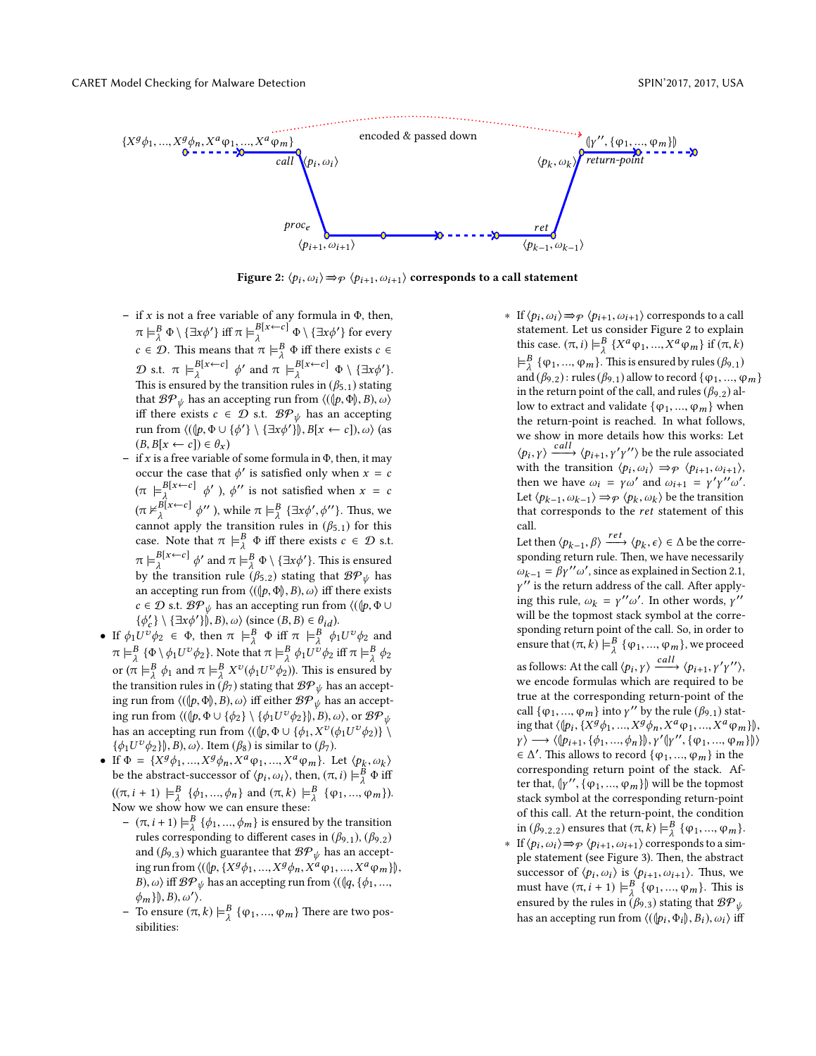Figure 2: $\langle p_i, \omega_i \rangle \Rightarrow_{\mathcal{P}} \langle p_{i+1}, \omega_{i+1} \rangle$ corresponds to a call statement

- if $x$ is not a free variable of any formula in $\Phi$, then, $\pi \models_\lambda^B \Phi \setminus \{\exists x\phi'\}$ iff $\pi \models_\lambda^{B[x\leftarrow c]} \Phi \setminus \{\exists x\phi'\}$ for every $c \in \mathcal{D}$. This means that $\pi \models_\lambda^B \Phi$ iff there exists $c \in \mathcal{D}$ s.t. $\pi \models_\lambda^{B[x\leftarrow c]} \phi'$ and $\pi \models_\lambda^{B[x\leftarrow c]} \Phi \setminus \{\exists x\phi'\}$. This is ensured by the transition rules in $(\beta_{5.1})$ stating that $\mathcal{BP}_\psi$ has an accepting run from $\langle(\llparenthesis p, \Phi\rrparenthesis, B), \omega\rangle$ iff there exists $c \in \mathcal{D}$ s.t. $\mathcal{BP}_\psi$ has an accepting run from $\langle(\llparenthesis p, \Phi \cup \{\phi'\} \setminus \{\exists x\phi'\}\rrparenthesis, B[x \leftarrow c]), \omega\rangle$ (as $(B, B[x \leftarrow c]) \in \theta_x$)
- if $x$ is a free variable of some formula in $\Phi$, then, it may occur the case that $\phi'$ is satisfied only when $x = c$ ($\pi \models_\lambda^{B[x\leftarrow c]} \phi'$), $\phi''$ is not satisfied when $x = c$ ($\pi \not\models_\lambda^{B[x\leftarrow c]} \phi''$), while $\pi \models_\lambda^B \{\exists x\phi', \phi''\}$. Thus, we cannot apply the transition rules in $(\beta_{5.1})$ for this case. Note that $\pi \models_\lambda^B \Phi$ iff there exists $c \in \mathcal{D}$ s.t. $\pi \models_\lambda^{B[x\leftarrow c]} \phi'$ and $\pi \models_\lambda^B \Phi \setminus \{\exists x\phi'\}$. This is ensured by the transition rule $(\beta_{5.2})$ stating that $\mathcal{BP}_\psi$ has an accepting run from $\langle(\llparenthesis p, \Phi\rrparenthesis, B), \omega\rangle$ iff there exists $c \in \mathcal{D}$ s.t. $\mathcal{BP}_\psi$ has an accepting run from $\langle(\llparenthesis p, \Phi \cup \{\phi'_c\} \setminus \{\exists x\phi'\}\rrparenthesis, B), \omega\rangle$ (since $(B, B) \in \theta_{id}$).

- If $\phi_1 U^v \phi_2 \in \Phi$, then $\pi \models_\lambda^B \Phi$ iff $\pi \models_\lambda^B \phi_1 U^v \phi_2$ and $\pi \models_\lambda^B \{\Phi \setminus \phi_1 U^v \phi_2\}$. Note that $\pi \models_\lambda^B \phi_1 U^v \phi_2$ iff $\pi \models_\lambda^B \phi_2$ or ($\pi \models_\lambda^B \phi_1$ and $\pi \models_\lambda^B X^v(\phi_1 U^v \phi_2)$). This is ensured by the transition rules in $(\beta_7)$ stating that $\mathcal{BP}_\psi$ has an accepting run from $\langle(\llparenthesis p, \Phi\rrparenthesis, B), \omega\rangle$ iff either $\mathcal{BP}_\psi$ has an accepting run from $\langle(\llparenthesis p, \Phi \cup \{\phi_2\} \setminus \{\phi_1 U^v \phi_2\}\rrparenthesis, B), \omega\rangle$, or $\mathcal{BP}_\psi$ has an accepting run from $\langle(\llparenthesis p, \Phi \cup \{\phi_1, X^v(\phi_1 U^v \phi_2)\} \setminus \{\phi_1 U^v \phi_2\}\rrparenthesis, B), \omega\rangle$. Item $(\beta_8)$ is similar to $(\beta_7)$.
- If $\Phi = \{X^g\phi_1, ..., X^g\phi_n, X^a\varphi_1, ..., X^a\varphi_m\}$. Let $\langle p_k, \omega_k\rangle$ be the abstract-successor of $\langle p_i, \omega_i\rangle$, then, $(\pi, i) \models_\lambda^B \Phi$ iff $((\pi, i+1) \models_\lambda^B \{\phi_1, ..., \phi_n\}$ and $(\pi, k) \models_\lambda^B \{\varphi_1, ..., \varphi_m\})$. Now we show how we can ensure these:
  - $(\pi, i+1) \models_\lambda^B \{\phi_1, ..., \phi_m\}$ is ensured by the transition rules corresponding to different cases in $(\beta_{9.1})$, $(\beta_{9.2})$ and $(\beta_{9.3})$ which guarantee that $\mathcal{BP}_\psi$ has an accepting run from $\langle(\llparenthesis p, \{X^g\phi_1, ..., X^g\phi_n, X^a\varphi_1, ..., X^a\varphi_m\}\rrparenthesis, B), \omega\rangle$ iff $\mathcal{BP}_\psi$ has an accepting run from $\langle(\llparenthesis q, \{\phi_1, ..., \phi_m\}\rrparenthesis, B), \omega'\rangle$.
  - To ensure $(\pi, k) \models_\lambda^B \{\varphi_1, ..., \varphi_m\}$ There are two possibilities:
    * If $\langle p_i, \omega_i\rangle \Rightarrow_{\mathcal{P}} \langle p_{i+1}, \omega_{i+1}\rangle$ corresponds to a call statement. Let us consider Figure 2 to explain this case. $(\pi, i) \models_\lambda^B \{X^a\varphi_1, ..., X^a\varphi_m\}$ if $(\pi, k) \models_\lambda^B \{\varphi_1, ..., \varphi_m\}$. This is ensured by rules $(\beta_{9.1})$ and $(\beta_{9.2})$: rules $(\beta_{9.1})$ allow to record $\{\varphi_1, ..., \varphi_m\}$ in the return point of the call, and rules $(\beta_{9.2})$ allow to extract and validate $\{\varphi_1, ..., \varphi_m\}$ when the return-point is reached. In what follows, we show in more details how this works: Let $\langle p_i, \gamma\rangle \xrightarrow{call} \langle p_{i+1}, \gamma'\gamma''\rangle$ be the rule associated with the transition $\langle p_i, \omega_i\rangle \Rightarrow_{\mathcal{P}} \langle p_{i+1}, \omega_{i+1}\rangle$, then we have $\omega_i = \gamma\omega'$ and $\omega_{i+1} = \gamma'\gamma''\omega'$. Let $\langle p_{k-1}, \omega_{k-1}\rangle \Rightarrow_{\mathcal{P}} \langle p_k, \omega_k\rangle$ be the transition that corresponds to the *ret* statement of this call.
      Let then $\langle p_{k-1}, \beta\rangle \xrightarrow{ret} \langle p_k, \epsilon\rangle \in \Delta$ be the corresponding return rule. Then, we have necessarily $\omega_{k-1} = \beta\gamma''\omega'$, since as explained in Section 2.1, $\gamma''$ is the return address of the call. After applying this rule, $\omega_k = \gamma''\omega'$. In other words, $\gamma''$ will be the topmost stack symbol at the corresponding return point of the call. So, in order to ensure that $(\pi, k) \models_\lambda^B \{\varphi_1, ..., \varphi_m\}$, we proceed as follows: At the call $\langle p_i, \gamma\rangle \xrightarrow{call} \langle p_{i+1}, \gamma'\gamma''\rangle$, we encode formulas which are required to be true at the corresponding return-point of the call $\{\varphi_1, ..., \varphi_m\}$ into $\gamma''$ by the rule $(\beta_{9.1})$ stating that $\langle(\llparenthesis p_i, \{X^g\phi_1, ..., X^g\phi_n, X^a\varphi_1, ..., X^a\varphi_m\}\rrparenthesis, \gamma\rangle \longrightarrow \langle(\llparenthesis p_{i+1}, \{\phi_1, ..., \phi_n\}\rrparenthesis, \gamma'\llparenthesis\gamma'', \{\varphi_1, ..., \varphi_m\}\rrparenthesis\rangle \in \Delta'$. This allows to record $\{\varphi_1, ..., \varphi_m\}$ in the corresponding return point of the stack. After that, $\llparenthesis\gamma'', \{\varphi_1, ..., \varphi_m\}\rrparenthesis$ will be the topmost stack symbol at the corresponding return-point of this call. At the return-point, the condition in $(\beta_{9.2.2})$ ensures that $(\pi, k) \models_\lambda^B \{\varphi_1, ..., \varphi_m\}$.
    * If $\langle p_i, \omega_i\rangle \Rightarrow_{\mathcal{P}} \langle p_{i+1}, \omega_{i+1}\rangle$ corresponds to a simple statement (see Figure 3). Then, the abstract successor of $\langle p_i, \omega_i\rangle$ is $\langle p_{i+1}, \omega_{i+1}\rangle$. Thus, we must have $(\pi, i+1) \models_\lambda^B \{\varphi_1, ..., \varphi_m\}$. This is ensured by the rules in $(\beta_{9.3})$ stating that $\mathcal{BP}_\psi$ has an accepting run from $\langle(\llparenthesis p_i, \Phi_i\rrparenthesis, B_i), \omega_i\rangle$ iff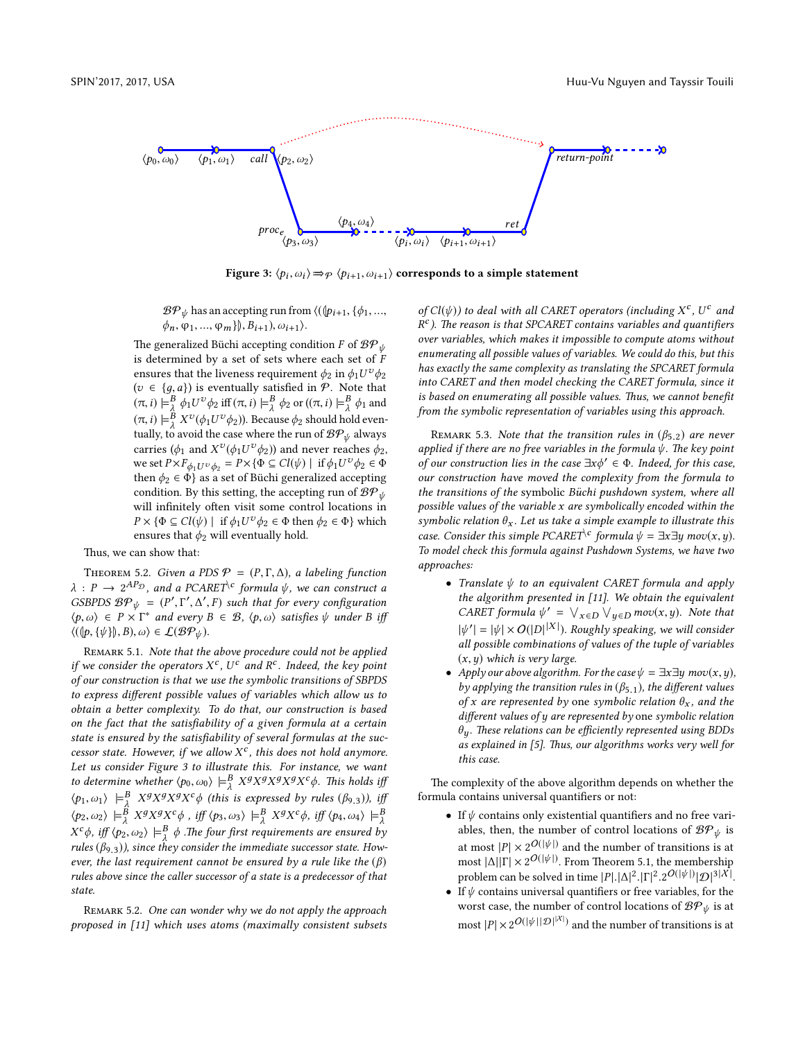Figure 3: $\langle p_i, \omega_i \rangle \Rightarrow_{\mathcal{P}} \langle p_{i+1}, \omega_{i+1} \rangle$ corresponds to a simple statement

$\mathcal{BP}_\psi$ has an accepting run from $\langle(\{\!|p_{i+1}, \{\phi_1, ..., \phi_n, \varphi_1, ..., \varphi_m\}|\!\}, B_{i+1}), \omega_{i+1}\rangle$.

The generalized Büchi accepting condition $F$ of $\mathcal{BP}_\psi$ is determined by a set of sets where each set of $F$ ensures that the liveness requirement $\phi_2$ in $\phi_1 U^v \phi_2$ ($v \in \{g, a\}$) is eventually satisfied in $\mathcal{P}$. Note that $(\pi, i) \models^B_\lambda \phi_1 U^v \phi_2$ iff $(\pi, i) \models^B_\lambda \phi_2$ or $((\pi, i) \models^B_\lambda \phi_1$ and $(\pi, i) \models^B_\lambda X^v(\phi_1 U^v \phi_2))$. Because $\phi_2$ should hold eventually, to avoid the case where the run of $\mathcal{BP}_\psi$ always carries ($\phi_1$ and $X^v(\phi_1 U^v \phi_2)$) and never reaches $\phi_2$, we set $P \times F_{\phi_1 U^v \phi_2} = P \times \{\Phi \subseteq Cl(\psi) \mid$ if $\phi_1 U^v \phi_2 \in \Phi$ then $\phi_2 \in \Phi\}$ as a set of Büchi generalized accepting condition. By this setting, the accepting run of $\mathcal{BP}_\psi$ will infinitely often visit some control locations in $P \times \{\Phi \subseteq Cl(\psi) \mid$ if $\phi_1 U^v \phi_2 \in \Phi$ then $\phi_2 \in \Phi\}$ which ensures that $\phi_2$ will eventually hold.

Thus, we can show that:

Theorem 5.2. *Given a PDS $\mathcal{P} = (P, \Gamma, \Delta)$, a labeling function $\lambda : P \rightarrow 2^{AP_\mathcal{D}}$, and a PCARET$^{\backslash c}$ formula $\psi$, we can construct a GSBPDS $\mathcal{BP}_\psi = (P', \Gamma', \Delta', F)$ such that for every configuration $\langle p, \omega \rangle \in P \times \Gamma^*$ and every $B \in \mathcal{B}$, $\langle p, \omega \rangle$ satisfies $\psi$ under $B$ iff $\langle(\{\!|p, \{\psi\}|\!\}, B), \omega\rangle \in \mathcal{L}(\mathcal{BP}_\psi)$.*

Remark 5.1. *Note that the above procedure could not be applied if we consider the operators $X^c$, $U^c$ and $R^c$. Indeed, the key point of our construction is that we use the symbolic transitions of SBPDS to express different possible values of variables which allow us to obtain a better complexity. To do that, our construction is based on the fact that the satisfiability of a given formula at a certain state is ensured by the satisfiability of several formulas at the successor state. However, if we allow $X^c$, this does not hold anymore. Let us consider Figure 3 to illustrate this. For instance, we want to determine whether $\langle p_0, \omega_0 \rangle \models^B_\lambda X^g X^g X^g X^c \phi$. This holds iff $\langle p_1, \omega_1 \rangle \models^B_\lambda X^g X^g X^c \phi$ (this is expressed by rules ($\beta_{9.3}$)), iff $\langle p_2, \omega_2 \rangle \models^B_\lambda X^g X^c \phi$ , iff $\langle p_3, \omega_3 \rangle \models^B_\lambda X^g X^c \phi$, iff $\langle p_4, \omega_4 \rangle \models^B_\lambda X^c \phi$, iff $\langle p_2, \omega_2 \rangle \models^B_\lambda \phi$ .The four first requirements are ensured by rules ($\beta_{9.3}$)), since they consider the immediate successor state. However, the last requirement cannot be ensured by a rule like the ($\beta$) rules above since the caller successor of a state is a predecessor of that state.*

Remark 5.2. *One can wonder why we do not apply the approach proposed in [11] which uses atoms (maximally consistent subsets of $Cl(\psi)$) to deal with all CARET operators (including $X^c$, $U^c$ and $R^c$). The reason is that SPCARET contains variables and quantifiers over variables, which makes it impossible to compute atoms without enumerating all possible values of variables. We could do this, but this has exactly the same complexity as translating the SPCARET formula into CARET and then model checking the CARET formula, since it is based on enumerating all possible values. Thus, we cannot benefit from the symbolic representation of variables using this approach.*

Remark 5.3. *Note that the transition rules in ($\beta_{5.2}$) are never applied if there are no free variables in the formula $\psi$. The key point of our construction lies in the case $\exists x \phi' \in \Phi$. Indeed, for this case, our construction have moved the complexity from the formula to the transitions of the symbolic Büchi pushdown system, where all possible values of the variable $x$ are symbolically encoded within the symbolic relation $\theta_x$. Let us take a simple example to illustrate this case. Consider this simple PCARET$^{\backslash c}$ formula $\psi = \exists x \exists y\ mov(x, y)$. To model check this formula against Pushdown Systems, we have two approaches:*

- *Translate $\psi$ to an equivalent CARET formula and apply the algorithm presented in [11]. We obtain the equivalent CARET formula $\psi' = \bigvee_{x \in D} \bigvee_{y \in D} mov(x, y)$. Note that $|\psi'| = |\psi| \times O(|D|^{|X|})$. Roughly speaking, we will consider all possible combinations of values of the tuple of variables $(x, y)$ which is very large.*
- *Apply our above algorithm. For the case $\psi = \exists x \exists y\ mov(x, y)$, by applying the transition rules in ($\beta_{5.1}$), the different values of $x$ are represented by* one *symbolic relation $\theta_x$, and the different values of $y$ are represented by* one *symbolic relation $\theta_y$. These relations can be efficiently represented using BDDs as explained in [5]. Thus, our algorithms works very well for this case.*

The complexity of the above algorithm depends on whether the formula contains universal quantifiers or not:

- If $\psi$ contains only existential quantifiers and no free variables, then, the number of control locations of $\mathcal{BP}_\psi$ is at most $|P| \times 2^{O(|\psi|)}$ and the number of transitions is at most $|\Delta||\Gamma| \times 2^{O(|\psi|)}$. From Theorem 5.1, the membership problem can be solved in time $|P|.|\Delta|^2.|\Gamma|^2.2^{O(|\psi|)}|\mathcal{D}|^{3|X|}$.
- If $\psi$ contains universal quantifiers or free variables, for the worst case, the number of control locations of $\mathcal{BP}_\psi$ is at most $|P| \times 2^{O(|\psi||\mathcal{D}|^{|X|})}$ and the number of transitions is at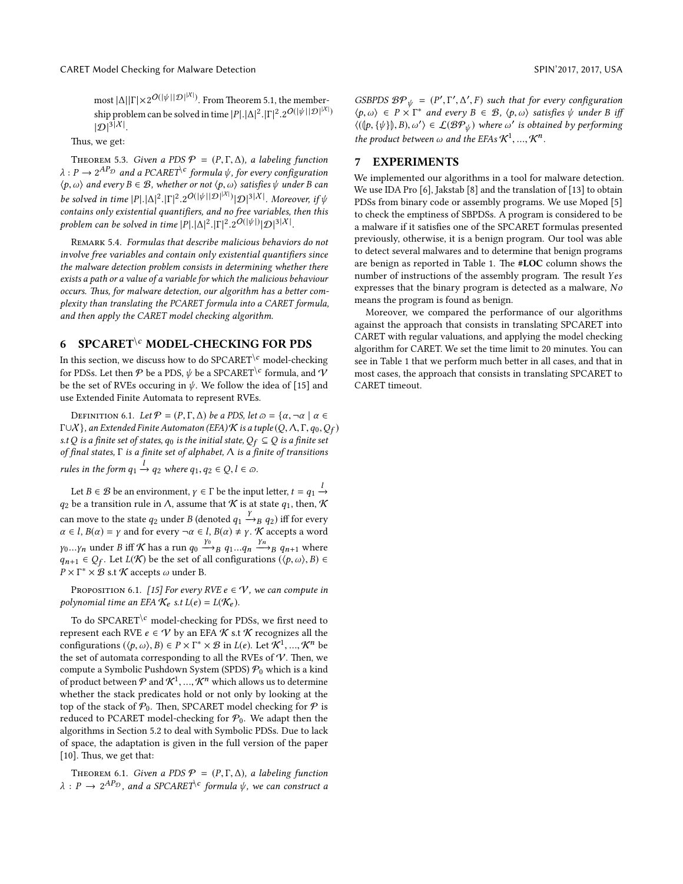most $|\Delta||\Gamma| \times 2^{O(|\psi||\mathcal{D}|^{|\mathcal{X}|})}$. From Theorem 5.1, the membership problem can be solved in time $|P|.|\Delta|^2.|\Gamma|^2.2^{O(|\psi||\mathcal{D}|^{|\mathcal{X}|})}|\mathcal{D}|^{3|\mathcal{X}|}$.

Thus, we get:

Theorem 5.3. *Given a PDS $\mathcal{P} = (P, \Gamma, \Delta)$, a labeling function $\lambda : P \to 2^{AP_{\mathcal{D}}}$ and a PCARET$^{\backslash c}$ formula $\psi$, for every configuration $\langle p, \omega \rangle$ and every $B \in \mathcal{B}$, whether or not $\langle p, \omega \rangle$ satisfies $\psi$ under $B$ can be solved in time $|P|.|\Delta|^2.|\Gamma|^2.2^{O(|\psi||\mathcal{D}|^{|\mathcal{X}|})}|\mathcal{D}|^{3|\mathcal{X}|}$. Moreover, if $\psi$ contains only existential quantifiers, and no free variables, then this problem can be solved in time $|P|.|\Delta|^2.|\Gamma|^2.2^{O(|\psi|)}|\mathcal{D}|^{3|\mathcal{X}|}$.*

Remark 5.4. *Formulas that describe malicious behaviors do not involve free variables and contain only existential quantifiers since the malware detection problem consists in determining whether there exists a path or a value of a variable for which the malicious behaviour occurs. Thus, for malware detection, our algorithm has a better complexity than translating the PCARET formula into a CARET formula, and then apply the CARET model checking algorithm.*

## 6 SPCARET$^{\backslash c}$ MODEL-CHECKING FOR PDS

In this section, we discuss how to do SPCARET$^{\backslash c}$ model-checking for PDSs. Let then $\mathcal{P}$ be a PDS, $\psi$ be a SPCARET$^{\backslash c}$ formula, and $\mathcal{V}$ be the set of RVEs occuring in $\psi$. We follow the idea of [15] and use Extended Finite Automata to represent RVEs.

Definition 6.1. *Let $\mathcal{P} = (P, \Gamma, \Delta)$ be a PDS, let $\varpi = \{\alpha, \neg\alpha \mid \alpha \in \Gamma \cup \mathcal{X}\}$, an Extended Finite Automaton (EFA) $\mathcal{K}$ is a tuple $(Q, \Lambda, \Gamma, q_0, Q_f)$ s.t $Q$ is a finite set of states, $q_0$ is the initial state, $Q_f \subseteq Q$ is a finite set of final states, $\Gamma$ is a finite set of alphabet, $\Lambda$ is a finite of transitions rules in the form $q_1 \xrightarrow{l} q_2$ where $q_1, q_2 \in Q, l \in \varpi$.*

Let $B \in \mathcal{B}$ be an environment, $\gamma \in \Gamma$ be the input letter, $t = q_1 \xrightarrow{l} q_2$ be a transition rule in $\Lambda$, assume that $\mathcal{K}$ is at state $q_1$, then, $\mathcal{K}$ can move to the state $q_2$ under $B$ (denoted $q_1 \xrightarrow{\gamma}_B q_2$) iff for every $\alpha \in l$, $B(\alpha) = \gamma$ and for every $\neg\alpha \in l$, $B(\alpha) \neq \gamma$. $\mathcal{K}$ accepts a word $\gamma_0 ... \gamma_n$ under $B$ iff $\mathcal{K}$ has a run $q_0 \xrightarrow{\gamma_0}_B q_1 ... q_n \xrightarrow{\gamma_n}_B q_{n+1}$ where $q_{n+1} \in Q_f$. Let $L(\mathcal{K})$ be the set of all configurations $(\langle p, \omega \rangle, B) \in P \times \Gamma^* \times \mathcal{B}$ s.t $\mathcal{K}$ accepts $\omega$ under B.

Proposition 6.1. *[15] For every RVE $e \in \mathcal{V}$, we can compute in polynomial time an EFA $\mathcal{K}_e$ s.t $L(e) = L(\mathcal{K}_e)$.*

To do SPCARET$^{\backslash c}$ model-checking for PDSs, we first need to represent each RVE $e \in \mathcal{V}$ by an EFA $\mathcal{K}$ s.t $\mathcal{K}$ recognizes all the configurations $(\langle p, \omega \rangle, B) \in P \times \Gamma^* \times \mathcal{B}$ in $L(e)$. Let $\mathcal{K}^1, ..., \mathcal{K}^n$ be the set of automata corresponding to all the RVEs of $\mathcal{V}$. Then, we compute a Symbolic Pushdown System (SPDS) $\mathcal{P}_0$ which is a kind of product between $\mathcal{P}$ and $\mathcal{K}^1, ..., \mathcal{K}^n$ which allows us to determine whether the stack predicates hold or not only by looking at the top of the stack of $\mathcal{P}_0$. Then, SPCARET model checking for $\mathcal{P}$ is reduced to PCARET model-checking for $\mathcal{P}_0$. We adapt then the algorithms in Section 5.2 to deal with Symbolic PDSs. Due to lack of space, the adaptation is given in the full version of the paper [10]. Thus, we get that:

Theorem 6.1. *Given a PDS $\mathcal{P} = (P, \Gamma, \Delta)$, a labeling function $\lambda : P \to 2^{AP_{\mathcal{D}}}$, and a SPCARET$^{\backslash c}$ formula $\psi$, we can construct a GSBPDS $\mathcal{BP}_{\psi} = (P', \Gamma', \Delta', F)$ such that for every configuration $\langle p, \omega \rangle \in P \times \Gamma^*$ and every $B \in \mathcal{B}$, $\langle p, \omega \rangle$ satisfies $\psi$ under $B$ iff $\langle ((\!|p, \{\psi\}|\!), B), \omega' \rangle \in \mathcal{L}(\mathcal{BP}_{\psi})$ where $\omega'$ is obtained by performing the product between $\omega$ and the EFAs $\mathcal{K}^1, ..., \mathcal{K}^n$.*

## 7 EXPERIMENTS

We implemented our algorithms in a tool for malware detection. We use IDA Pro [6], Jakstab [8] and the translation of [13] to obtain PDSs from binary code or assembly programs. We use Moped [5] to check the emptiness of SBPDSs. A program is considered to be a malware if it satisfies one of the SPCARET formulas presented previously, otherwise, it is a benign program. Our tool was able to detect several malwares and to determine that benign programs are benign as reported in Table 1. The **#LOC** column shows the number of instructions of the assembly program. The result *Yes* expresses that the binary program is detected as a malware, *No* means the program is found as benign.

Moreover, we compared the performance of our algorithms against the approach that consists in translating SPCARET into CARET with regular valuations, and applying the model checking algorithm for CARET. We set the time limit to 20 minutes. You can see in Table 1 that we perform much better in all cases, and that in most cases, the approach that consists in translating SPCARET to CARET timeout.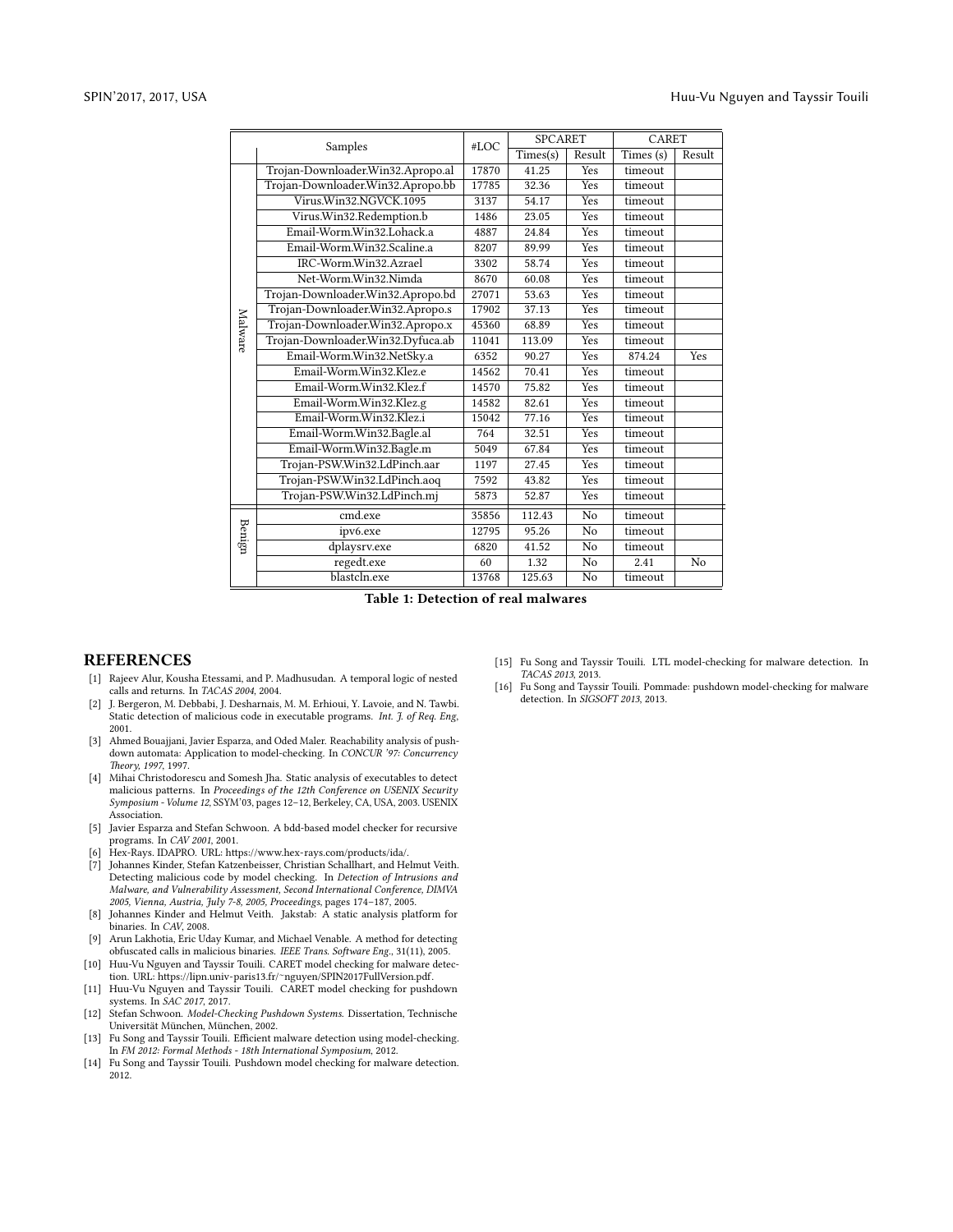| | Samples | #LOC | SPCARET | | CARET | |
|---|---|---|---|---|---|---|
| | | | Times(s) | Result | Times (s) | Result |
| Malware | Trojan-Downloader.Win32.Apropo.al | 17870 | 41.25 | Yes | timeout | |
| | Trojan-Downloader.Win32.Apropo.bb | 17785 | 32.36 | Yes | timeout | |
| | Virus.Win32.NGVCK.1095 | 3137 | 54.17 | Yes | timeout | |
| | Virus.Win32.Redemption.b | 1486 | 23.05 | Yes | timeout | |
| | Email-Worm.Win32.Lohack.a | 4887 | 24.84 | Yes | timeout | |
| | Email-Worm.Win32.Scaline.a | 8207 | 89.99 | Yes | timeout | |
| | IRC-Worm.Win32.Azrael | 3302 | 58.74 | Yes | timeout | |
| | Net-Worm.Win32.Nimda | 8670 | 60.08 | Yes | timeout | |
| | Trojan-Downloader.Win32.Apropo.bd | 27071 | 53.63 | Yes | timeout | |
| | Trojan-Downloader.Win32.Apropo.s | 17902 | 37.13 | Yes | timeout | |
| | Trojan-Downloader.Win32.Apropo.x | 45360 | 68.89 | Yes | timeout | |
| | Trojan-Downloader.Win32.Dyfuca.ab | 11041 | 113.09 | Yes | timeout | |
| | Email-Worm.Win32.NetSky.a | 6352 | 90.27 | Yes | 874.24 | Yes |
| | Email-Worm.Win32.Klez.e | 14562 | 70.41 | Yes | timeout | |
| | Email-Worm.Win32.Klez.f | 14570 | 75.82 | Yes | timeout | |
| | Email-Worm.Win32.Klez.g | 14582 | 82.61 | Yes | timeout | |
| | Email-Worm.Win32.Klez.i | 15042 | 77.16 | Yes | timeout | |
| | Email-Worm.Win32.Bagle.al | 764 | 32.51 | Yes | timeout | |
| | Email-Worm.Win32.Bagle.m | 5049 | 67.84 | Yes | timeout | |
| | Trojan-PSW.Win32.LdPinch.aar | 1197 | 27.45 | Yes | timeout | |
| | Trojan-PSW.Win32.LdPinch.aoq | 7592 | 43.82 | Yes | timeout | |
| | Trojan-PSW.Win32.LdPinch.mj | 5873 | 52.87 | Yes | timeout | |
| Benign | cmd.exe | 35856 | 112.43 | No | timeout | |
| | ipv6.exe | 12795 | 95.26 | No | timeout | |
| | dplaysrv.exe | 6820 | 41.52 | No | timeout | |
| | regedt.exe | 60 | 1.32 | No | 2.41 | No |
| | blastcln.exe | 13768 | 125.63 | No | timeout | |

**Table 1: Detection of real malwares**

## REFERENCES

[1] Rajeev Alur, Kousha Etessami, and P. Madhusudan. A temporal logic of nested calls and returns. In *TACAS 2004*, 2004.

[2] J. Bergeron, M. Debbabi, J. Desharnais, M. M. Erhioui, Y. Lavoie, and N. Tawbi. Static detection of malicious code in executable programs. *Int. J. of Req. Eng*, 2001.

[3] Ahmed Bouajjani, Javier Esparza, and Oded Maler. Reachability analysis of pushdown automata: Application to model-checking. In *CONCUR '97: Concurrency Theory, 1997*, 1997.

[4] Mihai Christodorescu and Somesh Jha. Static analysis of executables to detect malicious patterns. In *Proceedings of the 12th Conference on USENIX Security Symposium - Volume 12*, SSYM'03, pages 12–12, Berkeley, CA, USA, 2003. USENIX Association.

[5] Javier Esparza and Stefan Schwoon. A bdd-based model checker for recursive programs. In *CAV 2001*, 2001.

[6] Hex-Rays. IDAPRO. URL: https://www.hex-rays.com/products/ida/.

[7] Johannes Kinder, Stefan Katzenbeisser, Christian Schallhart, and Helmut Veith. Detecting malicious code by model checking. In *Detection of Intrusions and Malware, and Vulnerability Assessment, Second International Conference, DIMVA 2005, Vienna, Austria, July 7-8, 2005, Proceedings*, pages 174–187, 2005.

[8] Johannes Kinder and Helmut Veith. Jakstab: A static analysis platform for binaries. In *CAV*, 2008.

[9] Arun Lakhotia, Eric Uday Kumar, and Michael Venable. A method for detecting obfuscated calls in malicious binaries. *IEEE Trans. Software Eng.*, 31(11), 2005.

[10] Huu-Vu Nguyen and Tayssir Touili. CARET model checking for malware detection. URL: https://lipn.univ-paris13.fr/~nguyen/SPIN2017FullVersion.pdf.

[11] Huu-Vu Nguyen and Tayssir Touili. CARET model checking for pushdown systems. In *SAC 2017*, 2017.

[12] Stefan Schwoon. *Model-Checking Pushdown Systems*. Dissertation, Technische Universität München, München, 2002.

[13] Fu Song and Tayssir Touili. Efficient malware detection using model-checking. In *FM 2012: Formal Methods - 18th International Symposium*, 2012.

[14] Fu Song and Tayssir Touili. Pushdown model checking for malware detection. 2012.

[15] Fu Song and Tayssir Touili. LTL model-checking for malware detection. In *TACAS 2013*, 2013.

[16] Fu Song and Tayssir Touili. Pommade: pushdown model-checking for malware detection. In *SIGSOFT 2013*, 2013.